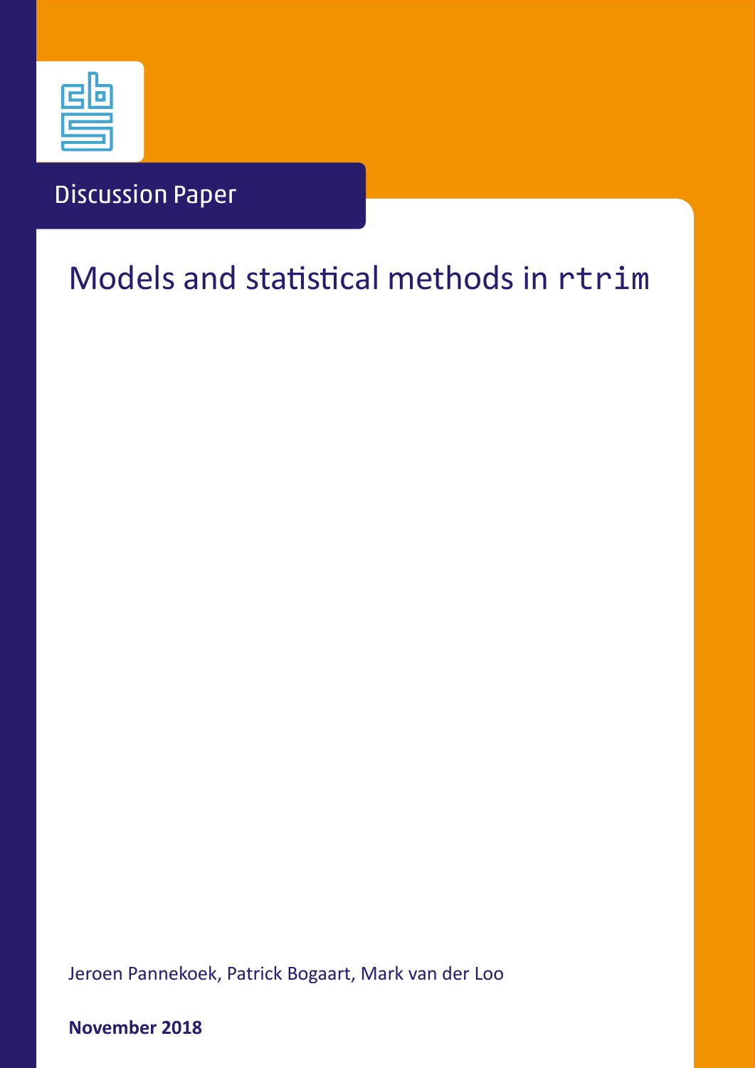Discussion Paper

# Models and statistical methods in `rtrim`

Jeroen Pannekoek, Patrick Bogaart, Mark van der Loo

**November 2018**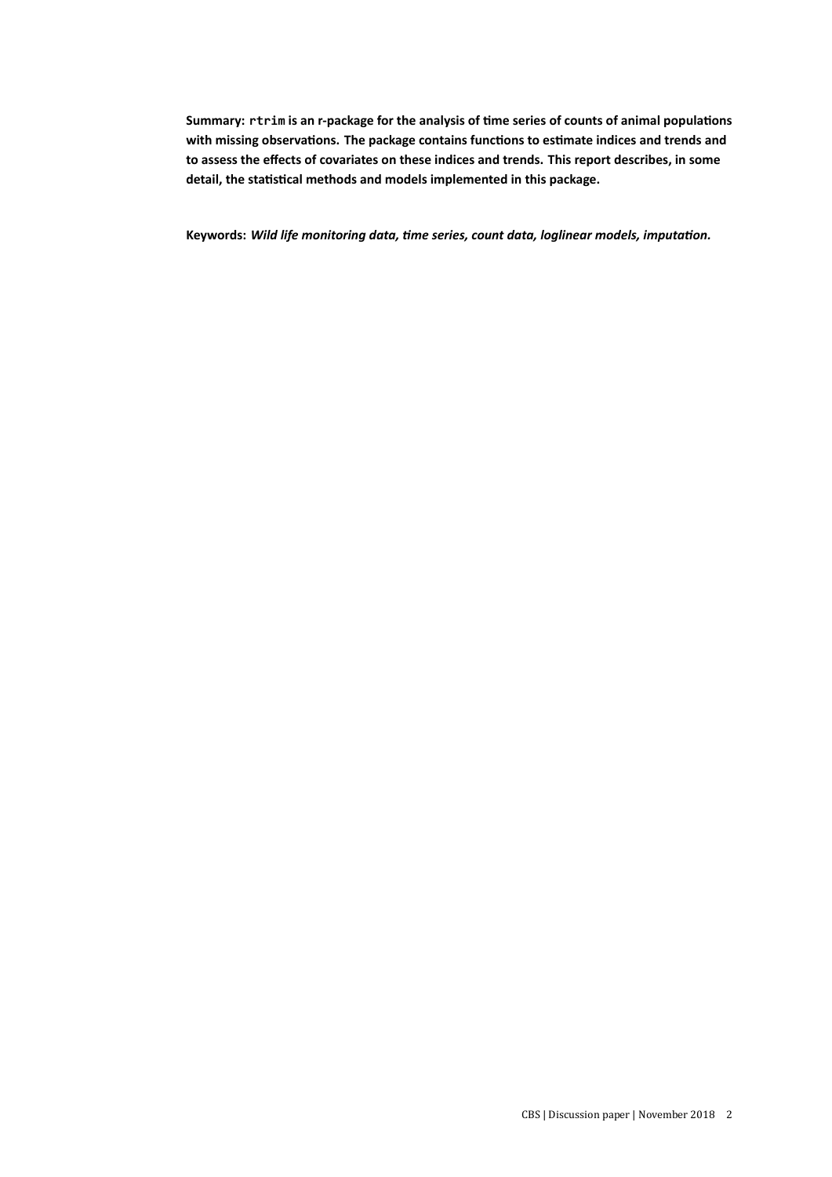**Summary:** **`rtrim` is an r-package for the analysis of time series of counts of animal populations with missing observations. The package contains functions to estimate indices and trends and to assess the effects of covariates on these indices and trends. This report describes, in some detail, the statistical methods and models implemented in this package.**

**Keywords:** ***Wild life monitoring data, time series, count data, loglinear models, imputation.***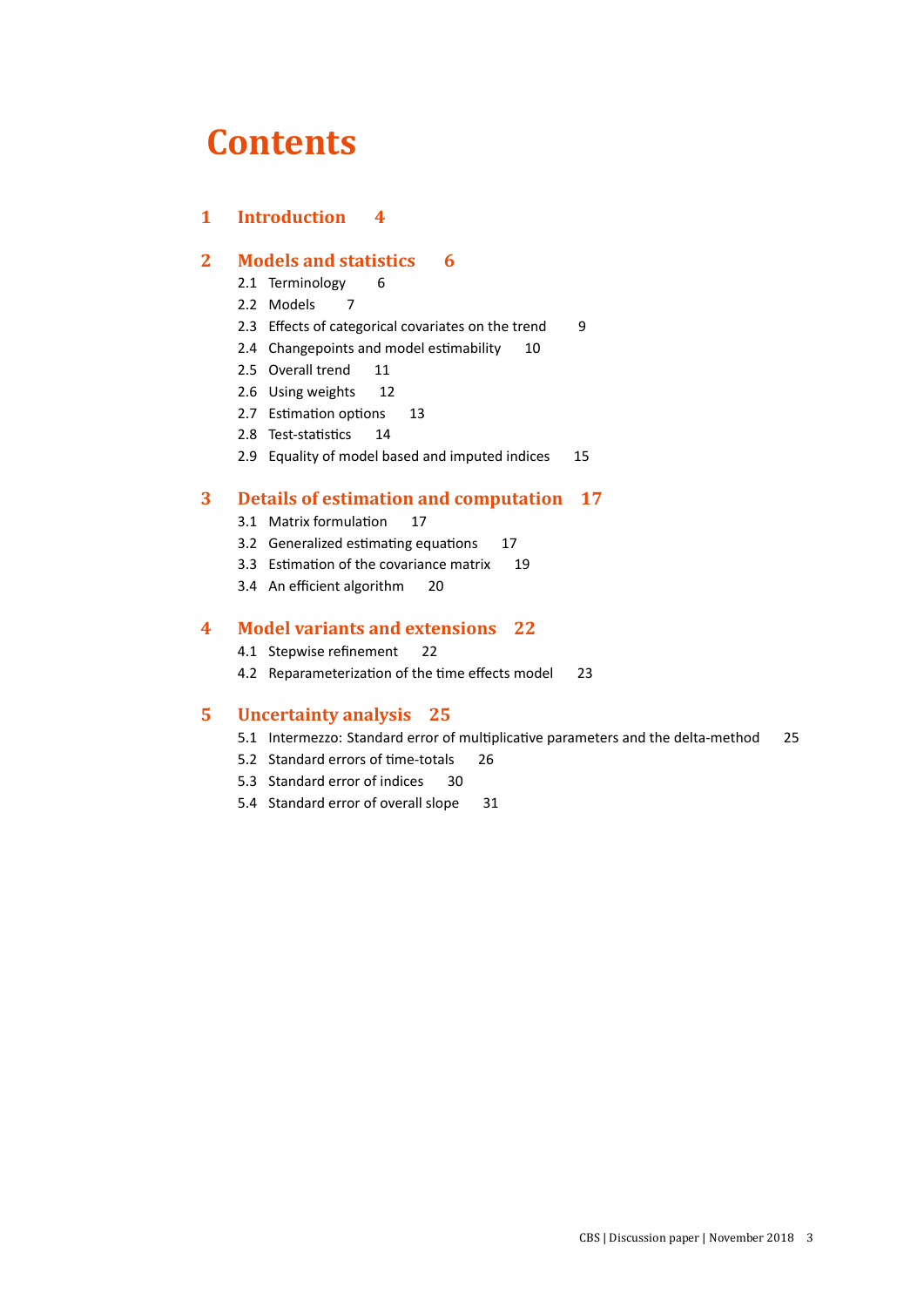# Contents

## 1 Introduction 4

## 2 Models and statistics 6

- 2.1 Terminology 6
- 2.2 Models 7
- 2.3 Effects of categorical covariates on the trend 9
- 2.4 Changepoints and model estimability 10
- 2.5 Overall trend 11
- 2.6 Using weights 12
- 2.7 Estimation options 13
- 2.8 Test-statistics 14
- 2.9 Equality of model based and imputed indices 15

## 3 Details of estimation and computation 17

- 3.1 Matrix formulation 17
- 3.2 Generalized estimating equations 17
- 3.3 Estimation of the covariance matrix 19
- 3.4 An efficient algorithm 20

## 4 Model variants and extensions 22

- 4.1 Stepwise refinement 22
- 4.2 Reparameterization of the time effects model 23

## 5 Uncertainty analysis 25

- 5.1 Intermezzo: Standard error of multiplicative parameters and the delta-method 25
- 5.2 Standard errors of time-totals 26
- 5.3 Standard error of indices 30
- 5.4 Standard error of overall slope 31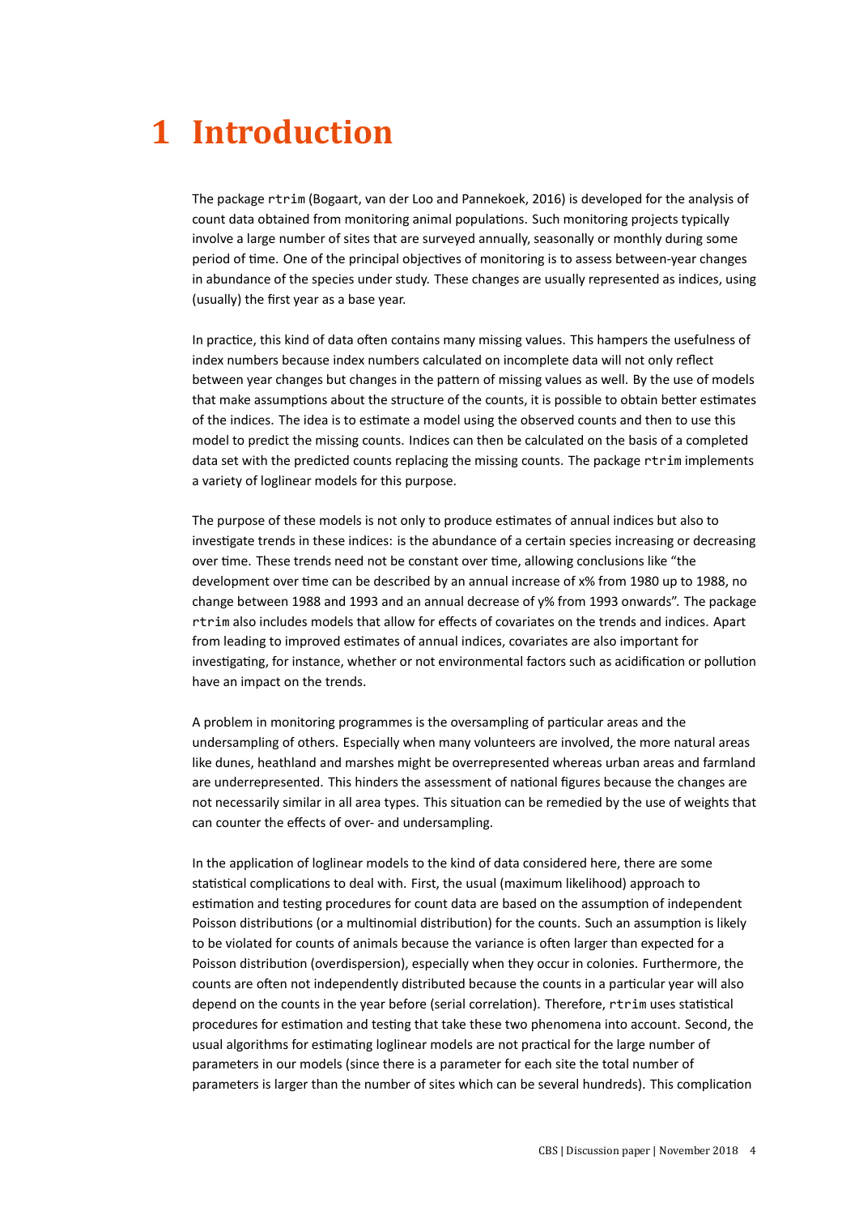# 1 Introduction

The package `rtrim` (Bogaart, van der Loo and Pannekoek, 2016) is developed for the analysis of count data obtained from monitoring animal populations. Such monitoring projects typically involve a large number of sites that are surveyed annually, seasonally or monthly during some period of time. One of the principal objectives of monitoring is to assess between-year changes in abundance of the species under study. These changes are usually represented as indices, using (usually) the first year as a base year.

In practice, this kind of data often contains many missing values. This hampers the usefulness of index numbers because index numbers calculated on incomplete data will not only reflect between year changes but changes in the pattern of missing values as well. By the use of models that make assumptions about the structure of the counts, it is possible to obtain better estimates of the indices. The idea is to estimate a model using the observed counts and then to use this model to predict the missing counts. Indices can then be calculated on the basis of a completed data set with the predicted counts replacing the missing counts. The package `rtrim` implements a variety of loglinear models for this purpose.

The purpose of these models is not only to produce estimates of annual indices but also to investigate trends in these indices: is the abundance of a certain species increasing or decreasing over time. These trends need not be constant over time, allowing conclusions like "the development over time can be described by an annual increase of x% from 1980 up to 1988, no change between 1988 and 1993 and an annual decrease of y% from 1993 onwards". The package `rtrim` also includes models that allow for effects of covariates on the trends and indices. Apart from leading to improved estimates of annual indices, covariates are also important for investigating, for instance, whether or not environmental factors such as acidification or pollution have an impact on the trends.

A problem in monitoring programmes is the oversampling of particular areas and the undersampling of others. Especially when many volunteers are involved, the more natural areas like dunes, heathland and marshes might be overrepresented whereas urban areas and farmland are underrepresented. This hinders the assessment of national figures because the changes are not necessarily similar in all area types. This situation can be remedied by the use of weights that can counter the effects of over- and undersampling.

In the application of loglinear models to the kind of data considered here, there are some statistical complications to deal with. First, the usual (maximum likelihood) approach to estimation and testing procedures for count data are based on the assumption of independent Poisson distributions (or a multinomial distribution) for the counts. Such an assumption is likely to be violated for counts of animals because the variance is often larger than expected for a Poisson distribution (overdispersion), especially when they occur in colonies. Furthermore, the counts are often not independently distributed because the counts in a particular year will also depend on the counts in the year before (serial correlation). Therefore, `rtrim` uses statistical procedures for estimation and testing that take these two phenomena into account. Second, the usual algorithms for estimating loglinear models are not practical for the large number of parameters in our models (since there is a parameter for each site the total number of parameters is larger than the number of sites which can be several hundreds). This complication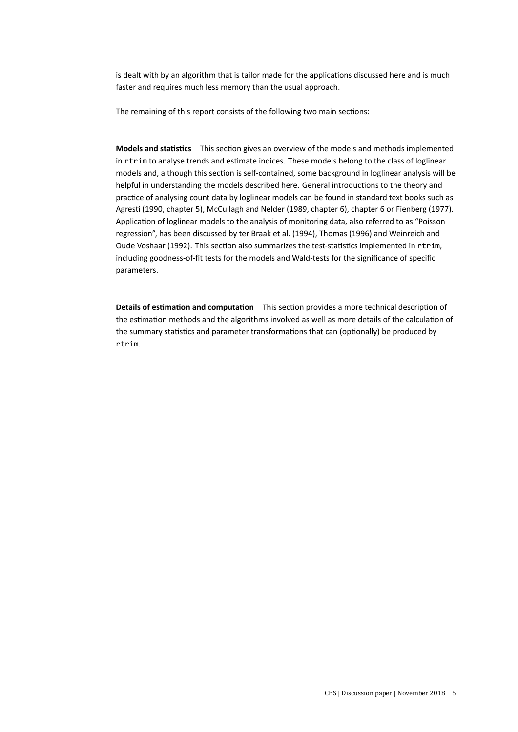is dealt with by an algorithm that is tailor made for the applications discussed here and is much faster and requires much less memory than the usual approach.

The remaining of this report consists of the following two main sections:

**Models and statistics** This section gives an overview of the models and methods implemented in `rtrim` to analyse trends and estimate indices. These models belong to the class of loglinear models and, although this section is self-contained, some background in loglinear analysis will be helpful in understanding the models described here. General introductions to the theory and practice of analysing count data by loglinear models can be found in standard text books such as Agresti (1990, chapter 5), McCullagh and Nelder (1989, chapter 6), chapter 6 or Fienberg (1977). Application of loglinear models to the analysis of monitoring data, also referred to as “Poisson regression”, has been discussed by ter Braak et al. (1994), Thomas (1996) and Weinreich and Oude Voshaar (1992). This section also summarizes the test-statistics implemented in `rtrim`, including goodness-of-fit tests for the models and Wald-tests for the significance of specific parameters.

**Details of estimation and computation** This section provides a more technical description of the estimation methods and the algorithms involved as well as more details of the calculation of the summary statistics and parameter transformations that can (optionally) be produced by `rtrim`.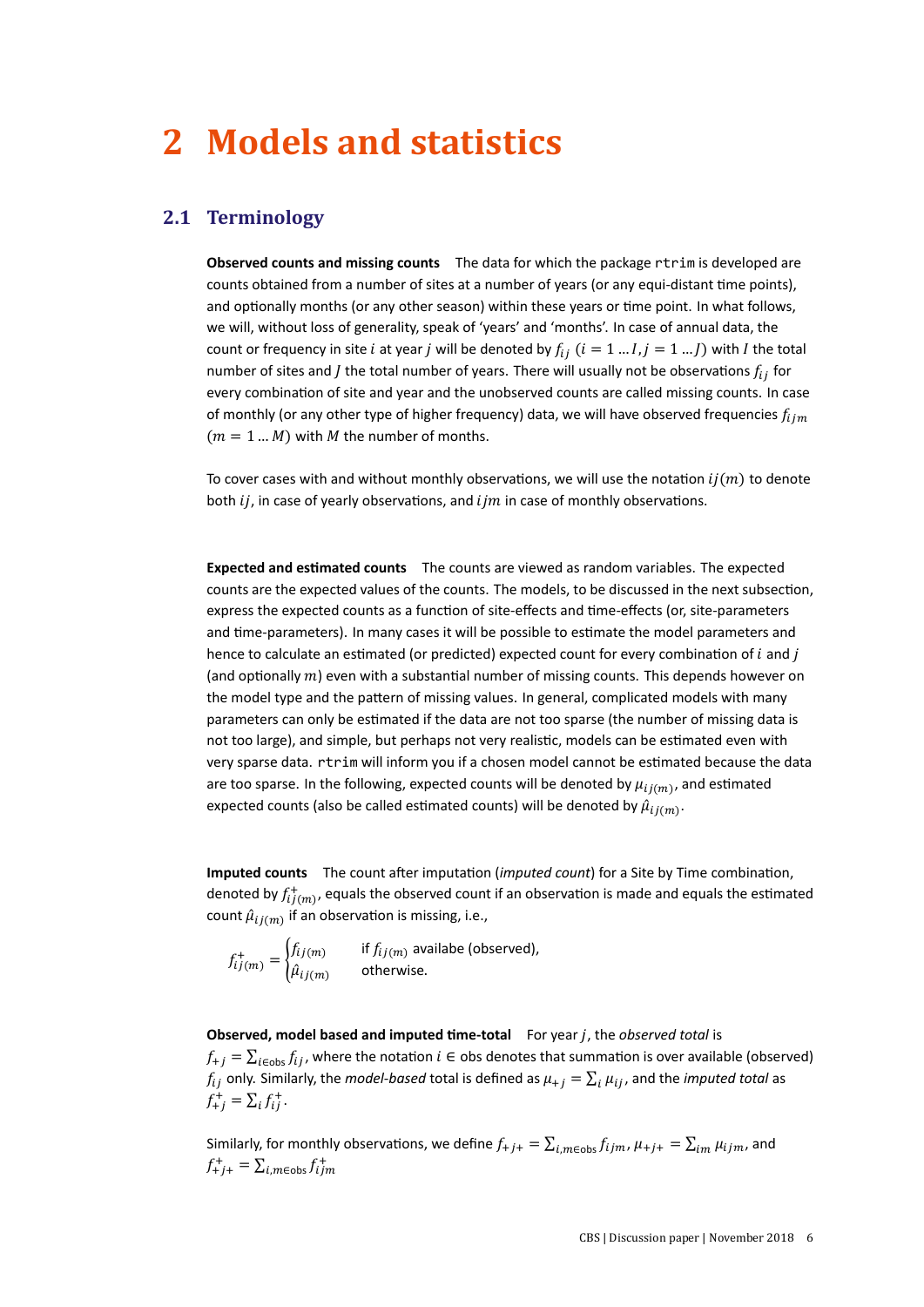# 2 Models and statistics

## 2.1 Terminology

**Observed counts and missing counts** The data for which the package `rtrim` is developed are counts obtained from a number of sites at a number of years (or any equi-distant time points), and optionally months (or any other season) within these years or time point. In what follows, we will, without loss of generality, speak of 'years' and 'months'. In case of annual data, the count or frequency in site $i$ at year $j$ will be denoted by $f_{ij}$ $(i = 1 \ldots I, j = 1 \ldots J)$ with $I$ the total number of sites and $J$ the total number of years. There will usually not be observations $f_{ij}$ for every combination of site and year and the unobserved counts are called missing counts. In case of monthly (or any other type of higher frequency) data, we will have observed frequencies $f_{ijm}$ $(m = 1 \ldots M)$ with $M$ the number of months.

To cover cases with and without monthly observations, we will use the notation $ij(m)$ to denote both $ij$, in case of yearly observations, and $ijm$ in case of monthly observations.

**Expected and estimated counts** The counts are viewed as random variables. The expected counts are the expected values of the counts. The models, to be discussed in the next subsection, express the expected counts as a function of site-effects and time-effects (or, site-parameters and time-parameters). In many cases it will be possible to estimate the model parameters and hence to calculate an estimated (or predicted) expected count for every combination of $i$ and $j$ (and optionally $m$) even with a substantial number of missing counts. This depends however on the model type and the pattern of missing values. In general, complicated models with many parameters can only be estimated if the data are not too sparse (the number of missing data is not too large), and simple, but perhaps not very realistic, models can be estimated even with very sparse data. `rtrim` will inform you if a chosen model cannot be estimated because the data are too sparse. In the following, expected counts will be denoted by $\mu_{ij(m)}$, and estimated expected counts (also be called estimated counts) will be denoted by $\hat{\mu}_{ij(m)}$.

**Imputed counts** The count after imputation (*imputed count*) for a Site by Time combination, denoted by $f^{+}_{ij(m)}$, equals the observed count if an observation is made and equals the estimated count $\hat{\mu}_{ij(m)}$ if an observation is missing, i.e.,

$$
f^{+}_{ij(m)} = \begin{cases} f_{ij(m)} & \text{if } f_{ij(m)} \text{ availabe (observed),} \\ \hat{\mu}_{ij(m)} & \text{otherwise.} \end{cases}
$$

**Observed, model based and imputed time-total** For year $j$, the *observed total* is $f_{+j} = \sum_{i \in \text{obs}} f_{ij}$, where the notation $i \in$ obs denotes that summation is over available (observed) $f_{ij}$ only. Similarly, the *model-based* total is defined as $\mu_{+j} = \sum_i \mu_{ij}$, and the *imputed total* as $f^{+}_{+j} = \sum_i f^{+}_{ij}$.

Similarly, for monthly observations, we define $f_{+j+} = \sum_{i,m \in \text{obs}} f_{ijm}$, $\mu_{+j+} = \sum_{im} \mu_{ijm}$, and $f^{+}_{+j+} = \sum_{i,m \in \text{obs}} f^{+}_{ijm}$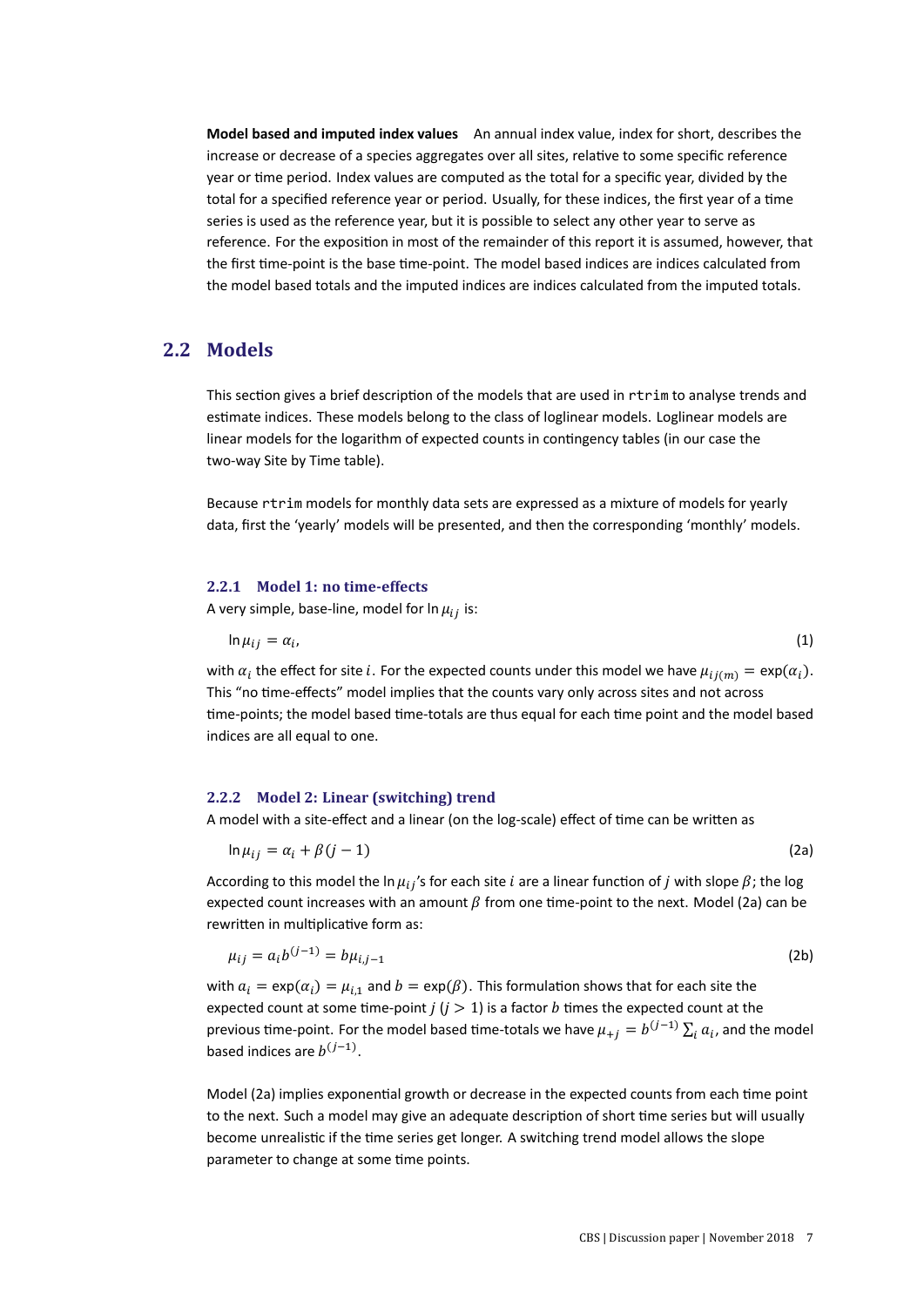**Model based and imputed index values** An annual index value, index for short, describes the increase or decrease of a species aggregates over all sites, relative to some specific reference year or time period. Index values are computed as the total for a specific year, divided by the total for a specified reference year or period. Usually, for these indices, the first year of a time series is used as the reference year, but it is possible to select any other year to serve as reference. For the exposition in most of the remainder of this report it is assumed, however, that the first time-point is the base time-point. The model based indices are indices calculated from the model based totals and the imputed indices are indices calculated from the imputed totals.

## 2.2 Models

This section gives a brief description of the models that are used in `rtrim` to analyse trends and estimate indices. These models belong to the class of loglinear models. Loglinear models are linear models for the logarithm of expected counts in contingency tables (in our case the two-way Site by Time table).

Because `rtrim` models for monthly data sets are expressed as a mixture of models for yearly data, first the 'yearly' models will be presented, and then the corresponding 'monthly' models.

### 2.2.1 Model 1: no time-effects

A very simple, base-line, model for $\ln \mu_{ij}$ is:

$$\ln \mu_{ij} = \alpha_i, \tag{1}$$

with $\alpha_i$ the effect for site $i$. For the expected counts under this model we have $\mu_{ij(m)} = \exp(\alpha_i)$. This "no time-effects" model implies that the counts vary only across sites and not across time-points; the model based time-totals are thus equal for each time point and the model based indices are all equal to one.

### 2.2.2 Model 2: Linear (switching) trend

A model with a site-effect and a linear (on the log-scale) effect of time can be written as

$$\ln \mu_{ij} = \alpha_i + \beta(j-1) \tag{2a}$$

According to this model the $\ln \mu_{ij}$'s for each site $i$ are a linear function of $j$ with slope $\beta$; the log expected count increases with an amount $\beta$ from one time-point to the next. Model (2a) can be rewritten in multiplicative form as:

$$\mu_{ij} = a_i b^{(j-1)} = b\mu_{i,j-1} \tag{2b}$$

with $a_i = \exp(\alpha_i) = \mu_{i,1}$ and $b = \exp(\beta)$. This formulation shows that for each site the expected count at some time-point $j$ ($j > 1$) is a factor $b$ times the expected count at the previous time-point. For the model based time-totals we have $\mu_{+j} = b^{(j-1)} \sum_i a_i$, and the model based indices are $b^{(j-1)}$.

Model (2a) implies exponential growth or decrease in the expected counts from each time point to the next. Such a model may give an adequate description of short time series but will usually become unrealistic if the time series get longer. A switching trend model allows the slope parameter to change at some time points.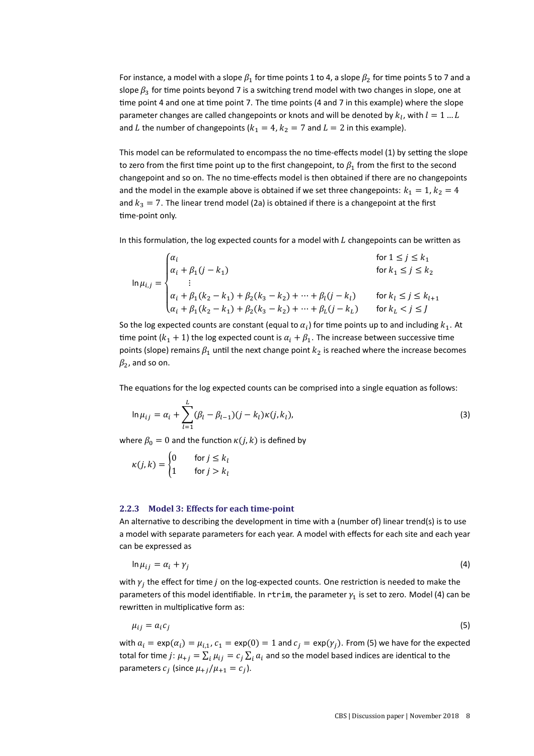For instance, a model with a slope $\beta_1$ for time points 1 to 4, a slope $\beta_2$ for time points 5 to 7 and a slope $\beta_3$ for time points beyond 7 is a switching trend model with two changes in slope, one at time point 4 and one at time point 7. The time points (4 and 7 in this example) where the slope parameter changes are called changepoints or knots and will be denoted by $k_l$, with $l = 1 \ldots L$ and $L$ the number of changepoints ($k_1 = 4$, $k_2 = 7$ and $L = 2$ in this example).

This model can be reformulated to encompass the no time-effects model (1) by setting the slope to zero from the first time point up to the first changepoint, to $\beta_1$ from the first to the second changepoint and so on. The no time-effects model is then obtained if there are no changepoints and the model in the example above is obtained if we set three changepoints: $k_1 = 1$, $k_2 = 4$ and $k_3 = 7$. The linear trend model (2a) is obtained if there is a changepoint at the first time-point only.

In this formulation, the log expected counts for a model with $L$ changepoints can be written as

$$
\ln \mu_{i,j} = \begin{cases} \alpha_i & \text{for } 1 \le j \le k_1 \\ \alpha_i + \beta_1 (j - k_1) & \text{for } k_1 \le j \le k_2 \\ \quad \vdots & \\ \alpha_i + \beta_1 (k_2 - k_1) + \beta_2 (k_3 - k_2) + \cdots + \beta_l (j - k_l) & \text{for } k_l \le j \le k_{l+1} \\ \alpha_i + \beta_1 (k_2 - k_1) + \beta_2 (k_3 - k_2) + \cdots + \beta_L (j - k_L) & \text{for } k_L < j \le J \end{cases}
$$

So the log expected counts are constant (equal to $\alpha_i$) for time points up to and including $k_1$. At time point $(k_1 + 1)$ the log expected count is $\alpha_i + \beta_1$. The increase between successive time points (slope) remains $\beta_1$ until the next change point $k_2$ is reached where the increase becomes $\beta_2$, and so on.

The equations for the log expected counts can be comprised into a single equation as follows:

$$
\ln \mu_{ij} = \alpha_i + \sum_{l=1}^{L} (\beta_l - \beta_{l-1})(j - k_l)\kappa(j, k_l), \tag{3}
$$

where $\beta_0 = 0$ and the function $\kappa(j, k)$ is defined by

$$
\kappa(j, k) = \begin{cases} 0 & \text{for } j \le k_l \\ 1 & \text{for } j > k_l \end{cases}
$$

### 2.2.3 Model 3: Effects for each time-point

An alternative to describing the development in time with a (number of) linear trend(s) is to use a model with separate parameters for each year. A model with effects for each site and each year can be expressed as

$$
\ln \mu_{ij} = \alpha_i + \gamma_j \tag{4}
$$

with $\gamma_j$ the effect for time $j$ on the log-expected counts. One restriction is needed to make the parameters of this model identifiable. In `rtrim`, the parameter $\gamma_1$ is set to zero. Model (4) can be rewritten in multiplicative form as:

$$
\mu_{ij} = a_i c_j \tag{5}
$$

with $a_i = \exp(\alpha_i) = \mu_{i,1}$, $c_1 = \exp(0) = 1$ and $c_j = \exp(\gamma_j)$. From (5) we have for the expected total for time $j$: $\mu_{+j} = \sum_i \mu_{ij} = c_j \sum_i a_i$ and so the model based indices are identical to the parameters $c_j$ (since $\mu_{+j}/\mu_{+1} = c_j$).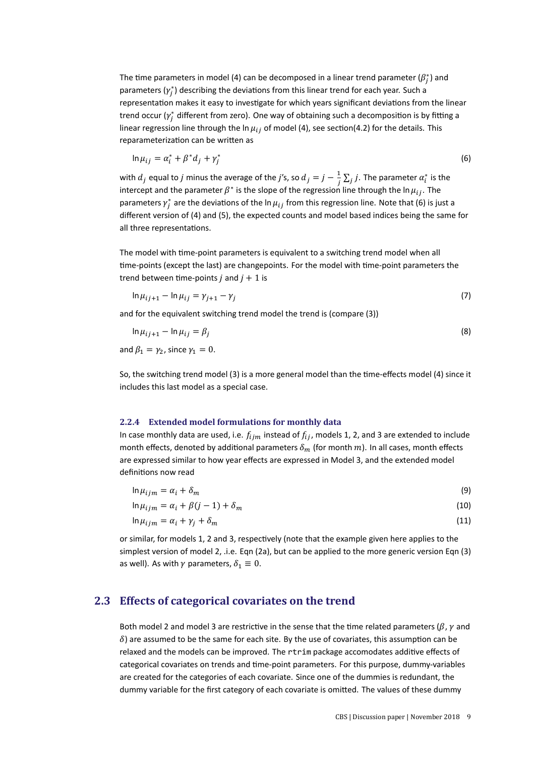The time parameters in model (4) can be decomposed in a linear trend parameter ($\beta_j^*$) and parameters ($\gamma_j^*$) describing the deviations from this linear trend for each year. Such a representation makes it easy to investigate for which years significant deviations from the linear trend occur ($\gamma_j^*$ different from zero). One way of obtaining such a decomposition is by fitting a linear regression line through the $\ln \mu_{ij}$ of model (4), see section(4.2) for the details. This reparameterization can be written as

$$\ln \mu_{ij} = \alpha_i^* + \beta^* d_j + \gamma_j^* \tag{6}$$

with $d_j$ equal to $j$ minus the average of the $j$'s, so $d_j = j - \frac{1}{J}\sum_j j$. The parameter $\alpha_i^*$ is the intercept and the parameter $\beta^*$ is the slope of the regression line through the $\ln \mu_{ij}$. The parameters $\gamma_j^*$ are the deviations of the $\ln \mu_{ij}$ from this regression line. Note that (6) is just a different version of (4) and (5), the expected counts and model based indices being the same for all three representations.

The model with time-point parameters is equivalent to a switching trend model when all time-points (except the last) are changepoints. For the model with time-point parameters the trend between time-points $j$ and $j+1$ is

$$\ln \mu_{ij+1} - \ln \mu_{ij} = \gamma_{j+1} - \gamma_j \tag{7}$$

and for the equivalent switching trend model the trend is (compare (3))

$$\ln \mu_{ij+1} - \ln \mu_{ij} = \beta_j \tag{8}$$

and $\beta_1 = \gamma_2$, since $\gamma_1 = 0$.

So, the switching trend model (3) is a more general model than the time-effects model (4) since it includes this last model as a special case.

#### 2.2.4 Extended model formulations for monthly data

In case monthly data are used, i.e. $f_{ijm}$ instead of $f_{ij}$, models 1, 2, and 3 are extended to include month effects, denoted by additional parameters $\delta_m$ (for month $m$). In all cases, month effects are expressed similar to how year effects are expressed in Model 3, and the extended model definitions now read

$$\ln \mu_{ijm} = \alpha_i + \delta_m \tag{9}$$

$$\ln \mu_{ijm} = \alpha_i + \beta(j-1) + \delta_m \tag{10}$$

$$\ln \mu_{ijm} = \alpha_i + \gamma_j + \delta_m \tag{11}$$

or similar, for models 1, 2 and 3, respectively (note that the example given here applies to the simplest version of model 2, .i.e. Eqn (2a), but can be applied to the more generic version Eqn (3) as well). As with $\gamma$ parameters, $\delta_1 \equiv 0$.

## 2.3 Effects of categorical covariates on the trend

Both model 2 and model 3 are restrictive in the sense that the time related parameters ($\beta$, $\gamma$ and $\delta$) are assumed to be the same for each site. By the use of covariates, this assumption can be relaxed and the models can be improved. The `rtrim` package accomodates additive effects of categorical covariates on trends and time-point parameters. For this purpose, dummy-variables are created for the categories of each covariate. Since one of the dummies is redundant, the dummy variable for the first category of each covariate is omitted. The values of these dummy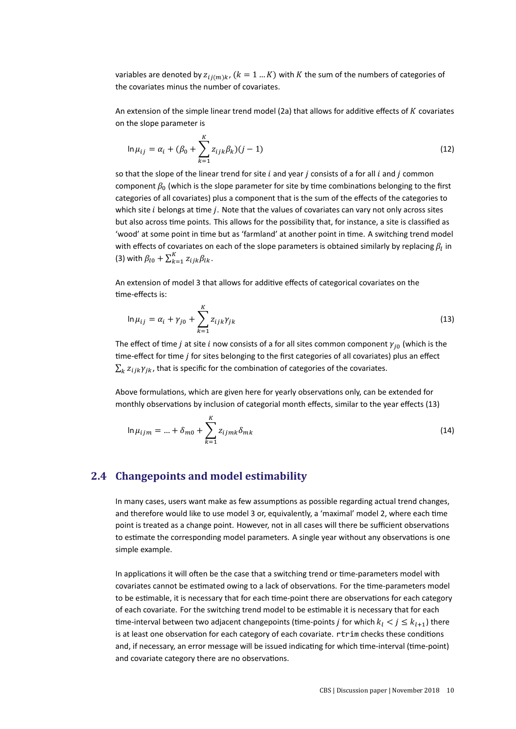variables are denoted by $z_{ij(m)k}$, $(k = 1 \ldots K)$ with $K$ the sum of the numbers of categories of the covariates minus the number of covariates.

An extension of the simple linear trend model (2a) that allows for additive effects of $K$ covariates on the slope parameter is

$$\ln \mu_{ij} = \alpha_i + (\beta_0 + \sum_{k=1}^{K} z_{ijk}\beta_k)(j-1) \tag{12}$$

so that the slope of the linear trend for site $i$ and year $j$ consists of a for all $i$ and $j$ common component $\beta_0$ (which is the slope parameter for site by time combinations belonging to the first categories of all covariates) plus a component that is the sum of the effects of the categories to which site $i$ belongs at time $j$. Note that the values of covariates can vary not only across sites but also across time points. This allows for the possibility that, for instance, a site is classified as 'wood' at some point in time but as 'farmland' at another point in time. A switching trend model with effects of covariates on each of the slope parameters is obtained similarly by replacing $\beta_l$ in (3) with $\beta_{l0} + \sum_{k=1}^{K} z_{ijk}\beta_{lk}$.

An extension of model 3 that allows for additive effects of categorical covariates on the time-effects is:

$$\ln \mu_{ij} = \alpha_i + \gamma_{j0} + \sum_{k=1}^{K} z_{ijk}\gamma_{jk} \tag{13}$$

The effect of time $j$ at site $i$ now consists of a for all sites common component $\gamma_{j0}$ (which is the time-effect for time $j$ for sites belonging to the first categories of all covariates) plus an effect $\sum_k z_{ijk}\gamma_{jk}$, that is specific for the combination of categories of the covariates.

Above formulations, which are given here for yearly observations only, can be extended for monthly observations by inclusion of categorial month effects, similar to the year effects (13)

$$\ln \mu_{ijm} = \ldots + \delta_{m0} + \sum_{k=1}^{K} z_{ijmk}\delta_{mk} \tag{14}$$

## 2.4 Changepoints and model estimability

In many cases, users want make as few assumptions as possible regarding actual trend changes, and therefore would like to use model 3 or, equivalently, a 'maximal' model 2, where each time point is treated as a change point. However, not in all cases will there be sufficient observations to estimate the corresponding model parameters. A single year without any observations is one simple example.

In applications it will often be the case that a switching trend or time-parameters model with covariates cannot be estimated owing to a lack of observations. For the time-parameters model to be estimable, it is necessary that for each time-point there are observations for each category of each covariate. For the switching trend model to be estimable it is necessary that for each time-interval between two adjacent changepoints (time-points $j$ for which $k_l < j \leq k_{l+1}$) there is at least one observation for each category of each covariate. `rtrim` checks these conditions and, if necessary, an error message will be issued indicating for which time-interval (time-point) and covariate category there are no observations.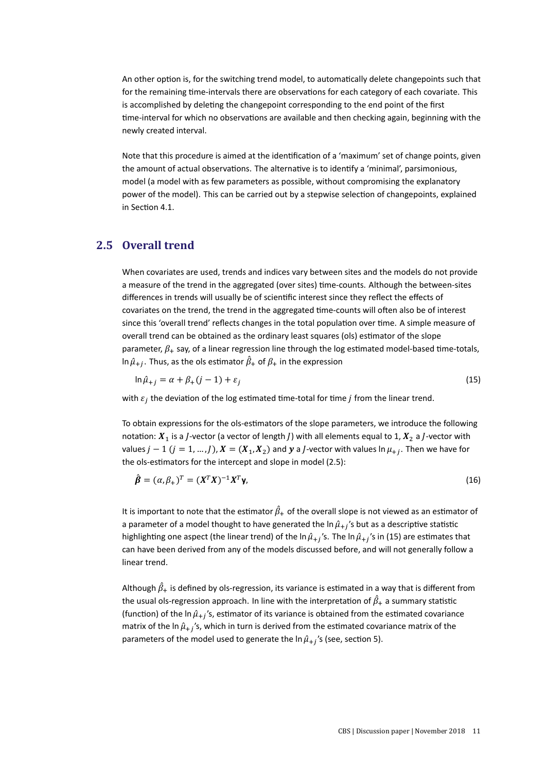An other option is, for the switching trend model, to automatically delete changepoints such that for the remaining time-intervals there are observations for each category of each covariate. This is accomplished by deleting the changepoint corresponding to the end point of the first time-interval for which no observations are available and then checking again, beginning with the newly created interval.

Note that this procedure is aimed at the identification of a 'maximum' set of change points, given the amount of actual observations. The alternative is to identify a 'minimal', parsimonious, model (a model with as few parameters as possible, without compromising the explanatory power of the model). This can be carried out by a stepwise selection of changepoints, explained in Section 4.1.

## 2.5 Overall trend

When covariates are used, trends and indices vary between sites and the models do not provide a measure of the trend in the aggregated (over sites) time-counts. Although the between-sites differences in trends will usually be of scientific interest since they reflect the effects of covariates on the trend, the trend in the aggregated time-counts will often also be of interest since this 'overall trend' reflects changes in the total population over time. A simple measure of overall trend can be obtained as the ordinary least squares (ols) estimator of the slope parameter, $\beta_+$ say, of a linear regression line through the log estimated model-based time-totals, $\ln \hat{\mu}_{+j}$. Thus, as the ols estimator $\hat{\beta}_+$ of $\beta_+$ in the expression

$$\ln \hat{\mu}_{+j} = \alpha + \beta_+ (j-1) + \varepsilon_j \tag{15}$$

with $\varepsilon_j$ the deviation of the log estimated time-total for time $j$ from the linear trend.

To obtain expressions for the ols-estimators of the slope parameters, we introduce the following notation: $\boldsymbol{X}_1$ is a $J$-vector (a vector of length $J$) with all elements equal to 1, $\boldsymbol{X}_2$ a $J$-vector with values $j-1$ ($j = 1, \ldots, J$), $\boldsymbol{X} = (\boldsymbol{X}_1, \boldsymbol{X}_2)$ and $\boldsymbol{y}$ a $J$-vector with values $\ln \mu_{+j}$. Then we have for the ols-estimators for the intercept and slope in model (2.5):

$$\hat{\boldsymbol{\beta}} = (\alpha, \beta_+)^T = (\boldsymbol{X}^T \boldsymbol{X})^{-1} \boldsymbol{X}^T \mathbf{y}, \tag{16}$$

It is important to note that the estimator $\hat{\beta}_+$ of the overall slope is not viewed as an estimator of a parameter of a model thought to have generated the $\ln \hat{\mu}_{+j}$'s but as a descriptive statistic highlighting one aspect (the linear trend) of the $\ln \hat{\mu}_{+j}$'s. The $\ln \hat{\mu}_{+j}$'s in (15) are estimates that can have been derived from any of the models discussed before, and will not generally follow a linear trend.

Although $\hat{\beta}_+$ is defined by ols-regression, its variance is estimated in a way that is different from the usual ols-regression approach. In line with the interpretation of $\hat{\beta}_+$ a summary statistic (function) of the $\ln \hat{\mu}_{+j}$'s, estimator of its variance is obtained from the estimated covariance matrix of the $\ln \hat{\mu}_{+j}$'s, which in turn is derived from the estimated covariance matrix of the parameters of the model used to generate the $\ln \hat{\mu}_{+j}$'s (see, section 5).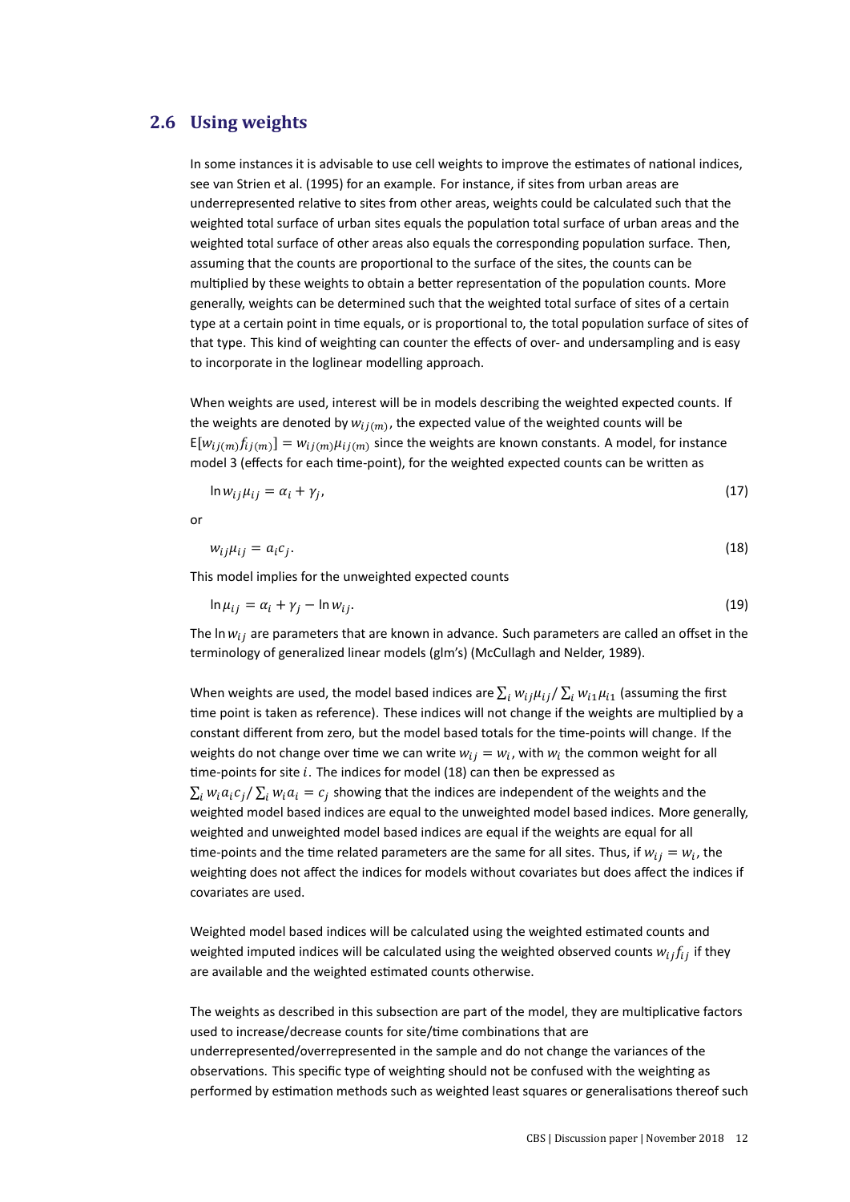## 2.6 Using weights

In some instances it is advisable to use cell weights to improve the estimates of national indices, see van Strien et al. (1995) for an example. For instance, if sites from urban areas are underrepresented relative to sites from other areas, weights could be calculated such that the weighted total surface of urban sites equals the population total surface of urban areas and the weighted total surface of other areas also equals the corresponding population surface. Then, assuming that the counts are proportional to the surface of the sites, the counts can be multiplied by these weights to obtain a better representation of the population counts. More generally, weights can be determined such that the weighted total surface of sites of a certain type at a certain point in time equals, or is proportional to, the total population surface of sites of that type. This kind of weighting can counter the effects of over- and undersampling and is easy to incorporate in the loglinear modelling approach.

When weights are used, interest will be in models describing the weighted expected counts. If the weights are denoted by $w_{ij(m)}$, the expected value of the weighted counts will be $\mathrm{E}[w_{ij(m)}f_{ij(m)}] = w_{ij(m)}\mu_{ij(m)}$ since the weights are known constants. A model, for instance model 3 (effects for each time-point), for the weighted expected counts can be written as

$$\ln w_{ij}\mu_{ij} = \alpha_i + \gamma_j, \tag{17}$$

or

$$w_{ij}\mu_{ij} = a_i c_j. \tag{18}$$

This model implies for the unweighted expected counts

$$\ln \mu_{ij} = \alpha_i + \gamma_j - \ln w_{ij}. \tag{19}$$

The $\ln w_{ij}$ are parameters that are known in advance. Such parameters are called an offset in the terminology of generalized linear models (glm's) (McCullagh and Nelder, 1989).

When weights are used, the model based indices are $\sum_i w_{ij}\mu_{ij} / \sum_i w_{i1}\mu_{i1}$ (assuming the first time point is taken as reference). These indices will not change if the weights are multiplied by a constant different from zero, but the model based totals for the time-points will change. If the weights do not change over time we can write $w_{ij} = w_i$, with $w_i$ the common weight for all time-points for site $i$. The indices for model (18) can then be expressed as $\sum_i w_i a_i c_j / \sum_i w_i a_i = c_j$ showing that the indices are independent of the weights and the weighted model based indices are equal to the unweighted model based indices. More generally, weighted and unweighted model based indices are equal if the weights are equal for all time-points and the time related parameters are the same for all sites. Thus, if $w_{ij} = w_i$, the weighting does not affect the indices for models without covariates but does affect the indices if covariates are used.

Weighted model based indices will be calculated using the weighted estimated counts and weighted imputed indices will be calculated using the weighted observed counts $w_{ij}f_{ij}$ if they are available and the weighted estimated counts otherwise.

The weights as described in this subsection are part of the model, they are multiplicative factors used to increase/decrease counts for site/time combinations that are underrepresented/overrepresented in the sample and do not change the variances of the observations. This specific type of weighting should not be confused with the weighting as performed by estimation methods such as weighted least squares or generalisations thereof such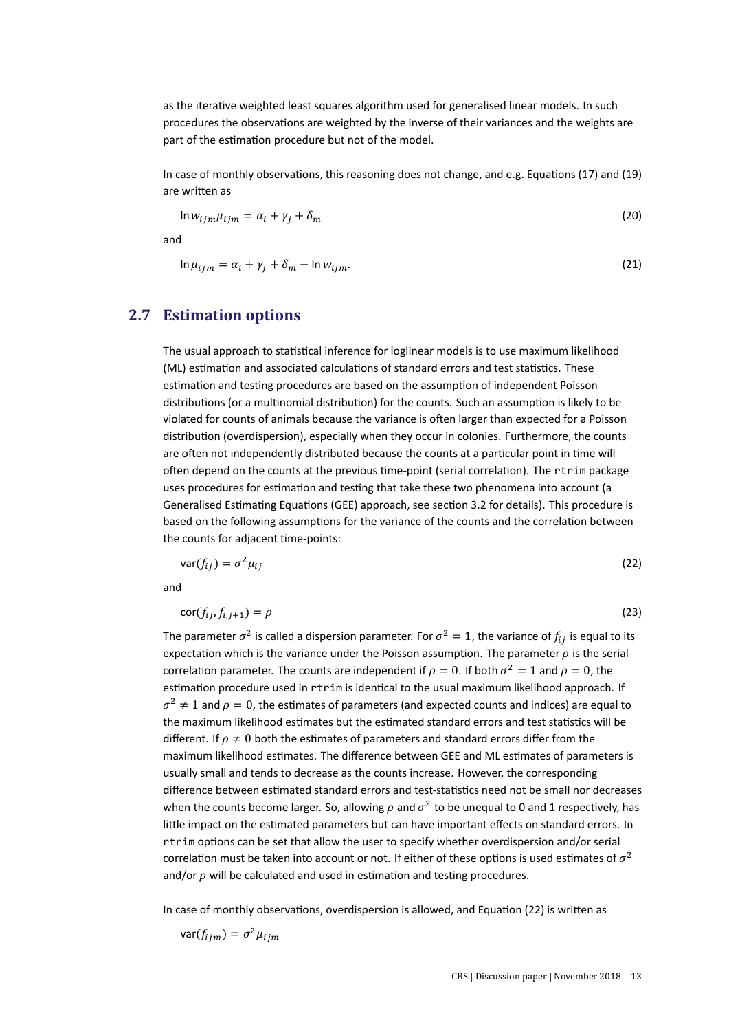as the iterative weighted least squares algorithm used for generalised linear models. In such procedures the observations are weighted by the inverse of their variances and the weights are part of the estimation procedure but not of the model.

In case of monthly observations, this reasoning does not change, and e.g. Equations (17) and (19) are written as

$$\ln w_{ijm}\mu_{ijm} = \alpha_i + \gamma_j + \delta_m \tag{20}$$

and

$$\ln \mu_{ijm} = \alpha_i + \gamma_j + \delta_m - \ln w_{ijm}. \tag{21}$$

## 2.7 Estimation options

The usual approach to statistical inference for loglinear models is to use maximum likelihood (ML) estimation and associated calculations of standard errors and test statistics. These estimation and testing procedures are based on the assumption of independent Poisson distributions (or a multinomial distribution) for the counts. Such an assumption is likely to be violated for counts of animals because the variance is often larger than expected for a Poisson distribution (overdispersion), especially when they occur in colonies. Furthermore, the counts are often not independently distributed because the counts at a particular point in time will often depend on the counts at the previous time-point (serial correlation). The `rtrim` package uses procedures for estimation and testing that take these two phenomena into account (a Generalised Estimating Equations (GEE) approach, see section 3.2 for details). This procedure is based on the following assumptions for the variance of the counts and the correlation between the counts for adjacent time-points:

$$\text{var}(f_{ij}) = \sigma^2 \mu_{ij} \tag{22}$$

and

$$\text{cor}(f_{ij}, f_{i,j+1}) = \rho \tag{23}$$

The parameter $\sigma^2$ is called a dispersion parameter. For $\sigma^2 = 1$, the variance of $f_{ij}$ is equal to its expectation which is the variance under the Poisson assumption. The parameter $\rho$ is the serial correlation parameter. The counts are independent if $\rho = 0$. If both $\sigma^2 = 1$ and $\rho = 0$, the estimation procedure used in `rtrim` is identical to the usual maximum likelihood approach. If $\sigma^2 \neq 1$ and $\rho = 0$, the estimates of parameters (and expected counts and indices) are equal to the maximum likelihood estimates but the estimated standard errors and test statistics will be different. If $\rho \neq 0$ both the estimates of parameters and standard errors differ from the maximum likelihood estimates. The difference between GEE and ML estimates of parameters is usually small and tends to decrease as the counts increase. However, the corresponding difference between estimated standard errors and test-statistics need not be small nor decreases when the counts become larger. So, allowing $\rho$ and $\sigma^2$ to be unequal to 0 and 1 respectively, has little impact on the estimated parameters but can have important effects on standard errors. In `rtrim` options can be set that allow the user to specify whether overdispersion and/or serial correlation must be taken into account or not. If either of these options is used estimates of $\sigma^2$ and/or $\rho$ will be calculated and used in estimation and testing procedures.

In case of monthly observations, overdispersion is allowed, and Equation (22) is written as

$$\text{var}(f_{ijm}) = \sigma^2 \mu_{ijm}$$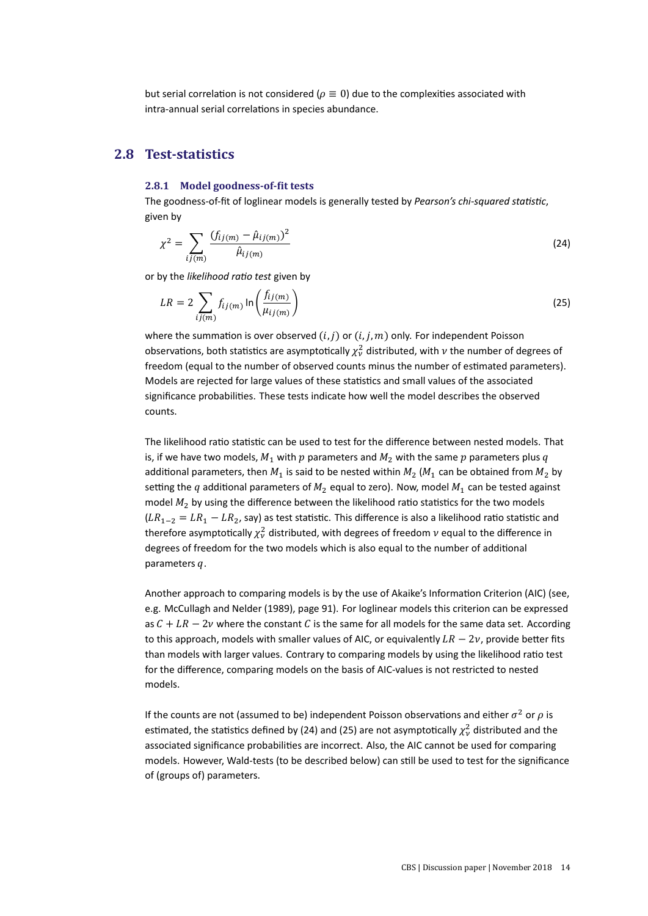but serial correlation is not considered ($\rho \equiv 0$) due to the complexities associated with intra-annual serial correlations in species abundance.

## 2.8 Test-statistics

### 2.8.1 Model goodness-of-fit tests

The goodness-of-fit of loglinear models is generally tested by *Pearson's chi-squared statistic*, given by

$$\chi^2 = \sum_{ij(m)} \frac{(f_{ij(m)} - \hat{\mu}_{ij(m)})^2}{\hat{\mu}_{ij(m)}} \tag{24}$$

or by the *likelihood ratio test* given by

$$LR = 2 \sum_{ij(m)} f_{ij(m)} \ln\left(\frac{f_{ij(m)}}{\mu_{ij(m)}}\right) \tag{25}$$

where the summation is over observed $(i, j)$ or $(i, j, m)$ only. For independent Poisson observations, both statistics are asymptotically $\chi^2_\nu$ distributed, with $\nu$ the number of degrees of freedom (equal to the number of observed counts minus the number of estimated parameters). Models are rejected for large values of these statistics and small values of the associated significance probabilities. These tests indicate how well the model describes the observed counts.

The likelihood ratio statistic can be used to test for the difference between nested models. That is, if we have two models, $M_1$ with $p$ parameters and $M_2$ with the same $p$ parameters plus $q$ additional parameters, then $M_1$ is said to be nested within $M_2$ ($M_1$ can be obtained from $M_2$ by setting the $q$ additional parameters of $M_2$ equal to zero). Now, model $M_1$ can be tested against model $M_2$ by using the difference between the likelihood ratio statistics for the two models ($LR_{1-2} = LR_1 - LR_2$, say) as test statistic. This difference is also a likelihood ratio statistic and therefore asymptotically $\chi^2_\nu$ distributed, with degrees of freedom $\nu$ equal to the difference in degrees of freedom for the two models which is also equal to the number of additional parameters $q$.

Another approach to comparing models is by the use of Akaike's Information Criterion (AIC) (see, e.g. McCullagh and Nelder (1989), page 91). For loglinear models this criterion can be expressed as $C + LR - 2\nu$ where the constant $C$ is the same for all models for the same data set. According to this approach, models with smaller values of AIC, or equivalently $LR - 2\nu$, provide better fits than models with larger values. Contrary to comparing models by using the likelihood ratio test for the difference, comparing models on the basis of AIC-values is not restricted to nested models.

If the counts are not (assumed to be) independent Poisson observations and either $\sigma^2$ or $\rho$ is estimated, the statistics defined by (24) and (25) are not asymptotically $\chi^2_\nu$ distributed and the associated significance probabilities are incorrect. Also, the AIC cannot be used for comparing models. However, Wald-tests (to be described below) can still be used to test for the significance of (groups of) parameters.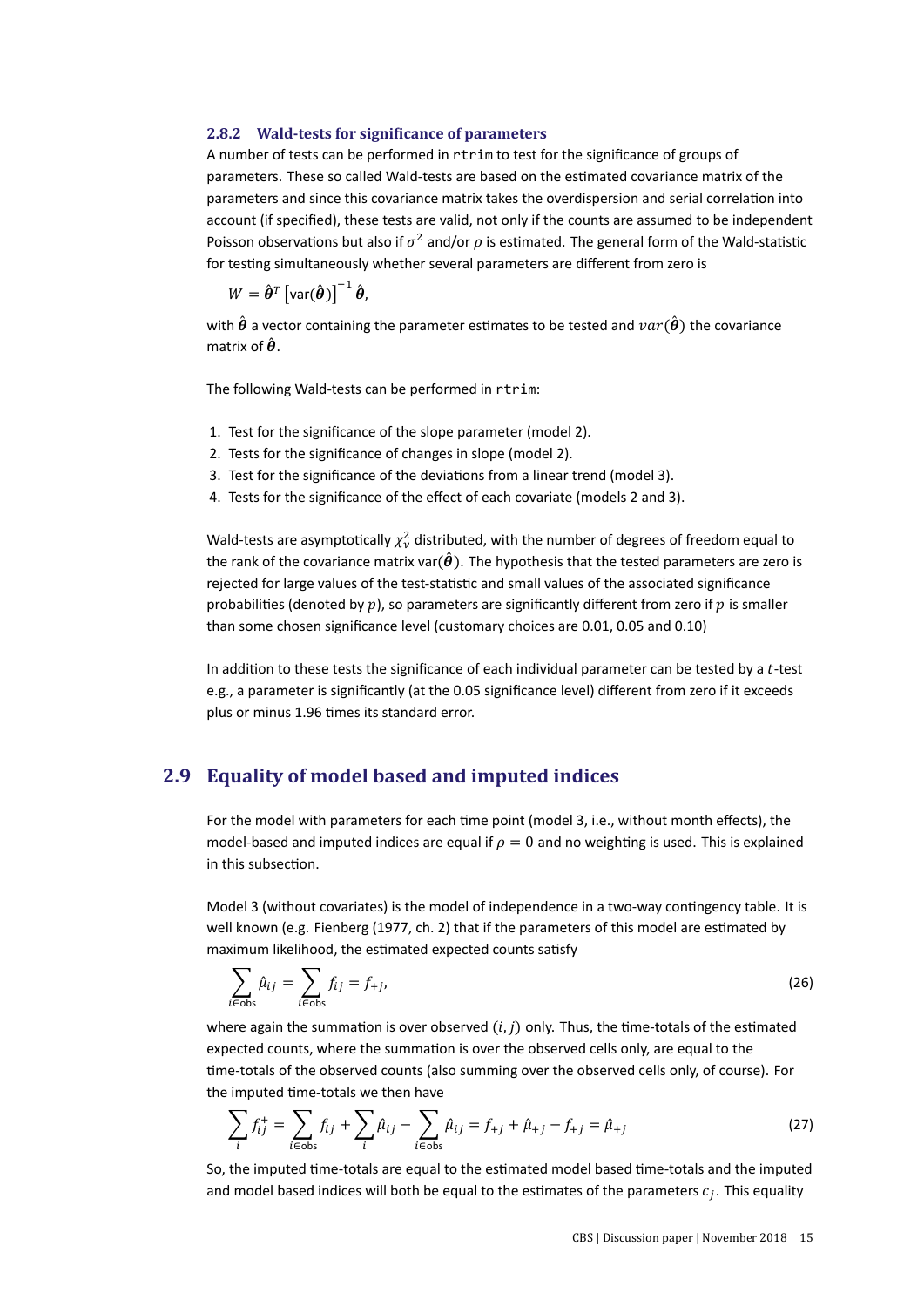### 2.8.2 Wald-tests for significance of parameters

A number of tests can be performed in `rtrim` to test for the significance of groups of parameters. These so called Wald-tests are based on the estimated covariance matrix of the parameters and since this covariance matrix takes the overdispersion and serial correlation into account (if specified), these tests are valid, not only if the counts are assumed to be independent Poisson observations but also if $\sigma^2$ and/or $\rho$ is estimated. The general form of the Wald-statistic for testing simultaneously whether several parameters are different from zero is

$$W = \hat{\boldsymbol{\theta}}^T \left[\text{var}(\hat{\boldsymbol{\theta}})\right]^{-1} \hat{\boldsymbol{\theta}},$$

with $\hat{\boldsymbol{\theta}}$ a vector containing the parameter estimates to be tested and $var(\hat{\boldsymbol{\theta}})$ the covariance matrix of $\hat{\boldsymbol{\theta}}$.

The following Wald-tests can be performed in `rtrim`:

1. Test for the significance of the slope parameter (model 2).
2. Tests for the significance of changes in slope (model 2).
3. Test for the significance of the deviations from a linear trend (model 3).
4. Tests for the significance of the effect of each covariate (models 2 and 3).

Wald-tests are asymptotically $\chi^2_v$ distributed, with the number of degrees of freedom equal to the rank of the covariance matrix var$(\hat{\boldsymbol{\theta}})$. The hypothesis that the tested parameters are zero is rejected for large values of the test-statistic and small values of the associated significance probabilities (denoted by $p$), so parameters are significantly different from zero if $p$ is smaller than some chosen significance level (customary choices are 0.01, 0.05 and 0.10)

In addition to these tests the significance of each individual parameter can be tested by a $t$-test e.g., a parameter is significantly (at the 0.05 significance level) different from zero if it exceeds plus or minus 1.96 times its standard error.

## 2.9 Equality of model based and imputed indices

For the model with parameters for each time point (model 3, i.e., without month effects), the model-based and imputed indices are equal if $\rho = 0$ and no weighting is used. This is explained in this subsection.

Model 3 (without covariates) is the model of independence in a two-way contingency table. It is well known (e.g. Fienberg (1977, ch. 2) that if the parameters of this model are estimated by maximum likelihood, the estimated expected counts satisfy

$$\sum_{i \in \text{obs}} \hat{\mu}_{ij} = \sum_{i \in \text{obs}} f_{ij} = f_{+j}, \tag{26}$$

where again the summation is over observed $(i, j)$ only. Thus, the time-totals of the estimated expected counts, where the summation is over the observed cells only, are equal to the time-totals of the observed counts (also summing over the observed cells only, of course). For the imputed time-totals we then have

$$\sum_i f^+_{ij} = \sum_{i \in \text{obs}} f_{ij} + \sum_i \hat{\mu}_{ij} - \sum_{i \in \text{obs}} \hat{\mu}_{ij} = f_{+j} + \hat{\mu}_{+j} - f_{+j} = \hat{\mu}_{+j} \tag{27}$$

So, the imputed time-totals are equal to the estimated model based time-totals and the imputed and model based indices will both be equal to the estimates of the parameters $c_j$. This equality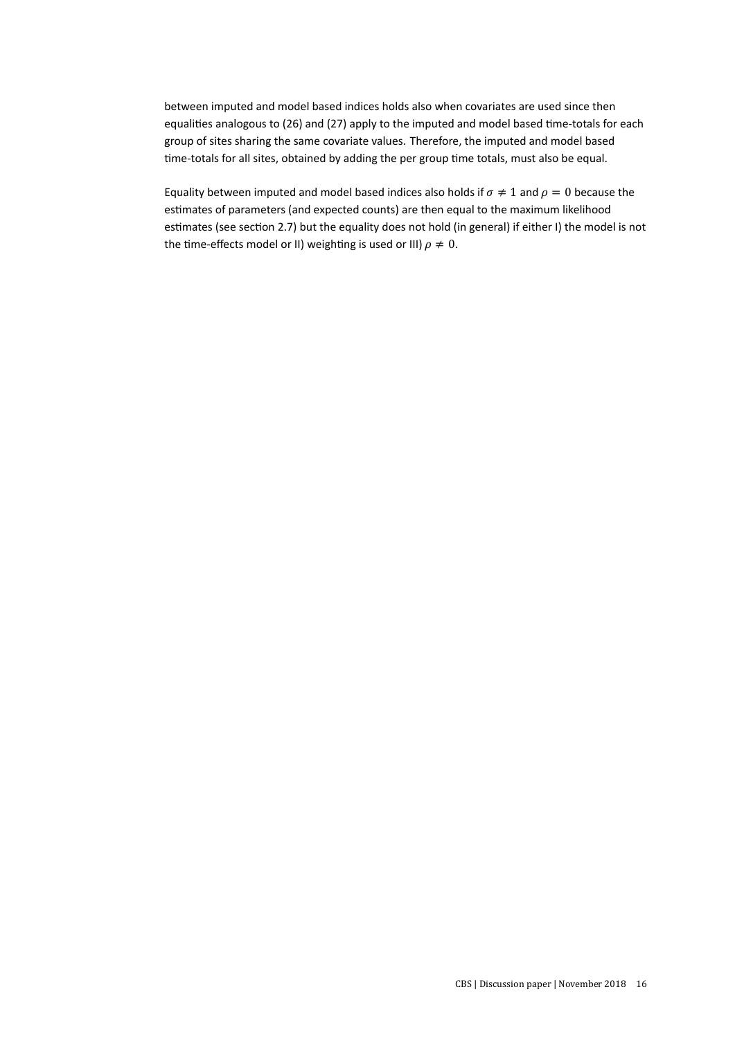between imputed and model based indices holds also when covariates are used since then equalities analogous to (26) and (27) apply to the imputed and model based time-totals for each group of sites sharing the same covariate values. Therefore, the imputed and model based time-totals for all sites, obtained by adding the per group time totals, must also be equal.

Equality between imputed and model based indices also holds if $\sigma \neq 1$ and $\rho = 0$ because the estimates of parameters (and expected counts) are then equal to the maximum likelihood estimates (see section 2.7) but the equality does not hold (in general) if either I) the model is not the time-effects model or II) weighting is used or III) $\rho \neq 0$.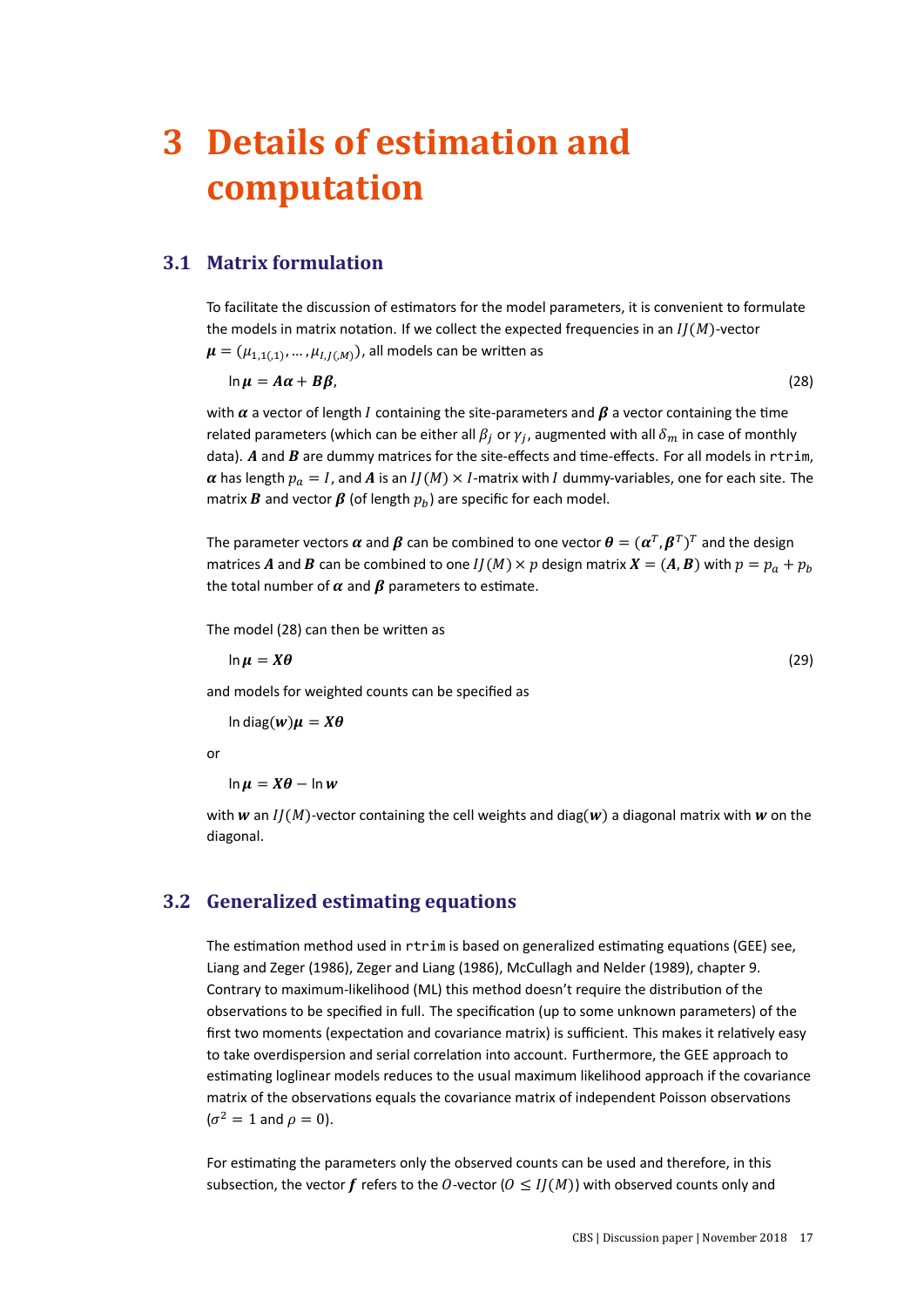# 3 Details of estimation and computation

## 3.1 Matrix formulation

To facilitate the discussion of estimators for the model parameters, it is convenient to formulate the models in matrix notation. If we collect the expected frequencies in an $IJ(M)$-vector $\boldsymbol{\mu} = (\mu_{1,1(,1)}, \ldots, \mu_{I,J(,M)})$, all models can be written as

$$\ln \boldsymbol{\mu} = \boldsymbol{A}\boldsymbol{\alpha} + \boldsymbol{B}\boldsymbol{\beta}, \tag{28}$$

with $\boldsymbol{\alpha}$ a vector of length $I$ containing the site-parameters and $\boldsymbol{\beta}$ a vector containing the time related parameters (which can be either all $\beta_j$ or $\gamma_j$, augmented with all $\delta_m$ in case of monthly data). $\boldsymbol{A}$ and $\boldsymbol{B}$ are dummy matrices for the site-effects and time-effects. For all models in `rtrim`, $\boldsymbol{\alpha}$ has length $p_a = I$, and $\boldsymbol{A}$ is an $IJ(M) \times I$-matrix with $I$ dummy-variables, one for each site. The matrix $\boldsymbol{B}$ and vector $\boldsymbol{\beta}$ (of length $p_b$) are specific for each model.

The parameter vectors $\boldsymbol{\alpha}$ and $\boldsymbol{\beta}$ can be combined to one vector $\boldsymbol{\theta} = (\boldsymbol{\alpha}^T, \boldsymbol{\beta}^T)^T$ and the design matrices $\boldsymbol{A}$ and $\boldsymbol{B}$ can be combined to one $IJ(M) \times p$ design matrix $\boldsymbol{X} = (\boldsymbol{A}, \boldsymbol{B})$ with $p = p_a + p_b$ the total number of $\boldsymbol{\alpha}$ and $\boldsymbol{\beta}$ parameters to estimate.

The model (28) can then be written as

$$\ln \boldsymbol{\mu} = \boldsymbol{X}\boldsymbol{\theta} \tag{29}$$

and models for weighted counts can be specified as

$$\ln \text{diag}(\boldsymbol{w})\boldsymbol{\mu} = \boldsymbol{X}\boldsymbol{\theta}$$

or

$$\ln \boldsymbol{\mu} = \boldsymbol{X}\boldsymbol{\theta} - \ln \boldsymbol{w}$$

with $\boldsymbol{w}$ an $IJ(M)$-vector containing the cell weights and $\text{diag}(\boldsymbol{w})$ a diagonal matrix with $\boldsymbol{w}$ on the diagonal.

## 3.2 Generalized estimating equations

The estimation method used in `rtrim` is based on generalized estimating equations (GEE) see, Liang and Zeger (1986), Zeger and Liang (1986), McCullagh and Nelder (1989), chapter 9. Contrary to maximum-likelihood (ML) this method doesn't require the distribution of the observations to be specified in full. The specification (up to some unknown parameters) of the first two moments (expectation and covariance matrix) is sufficient. This makes it relatively easy to take overdispersion and serial correlation into account. Furthermore, the GEE approach to estimating loglinear models reduces to the usual maximum likelihood approach if the covariance matrix of the observations equals the covariance matrix of independent Poisson observations ($\sigma^2 = 1$ and $\rho = 0$).

For estimating the parameters only the observed counts can be used and therefore, in this subsection, the vector $\boldsymbol{f}$ refers to the $O$-vector ($O \leq IJ(M)$) with observed counts only and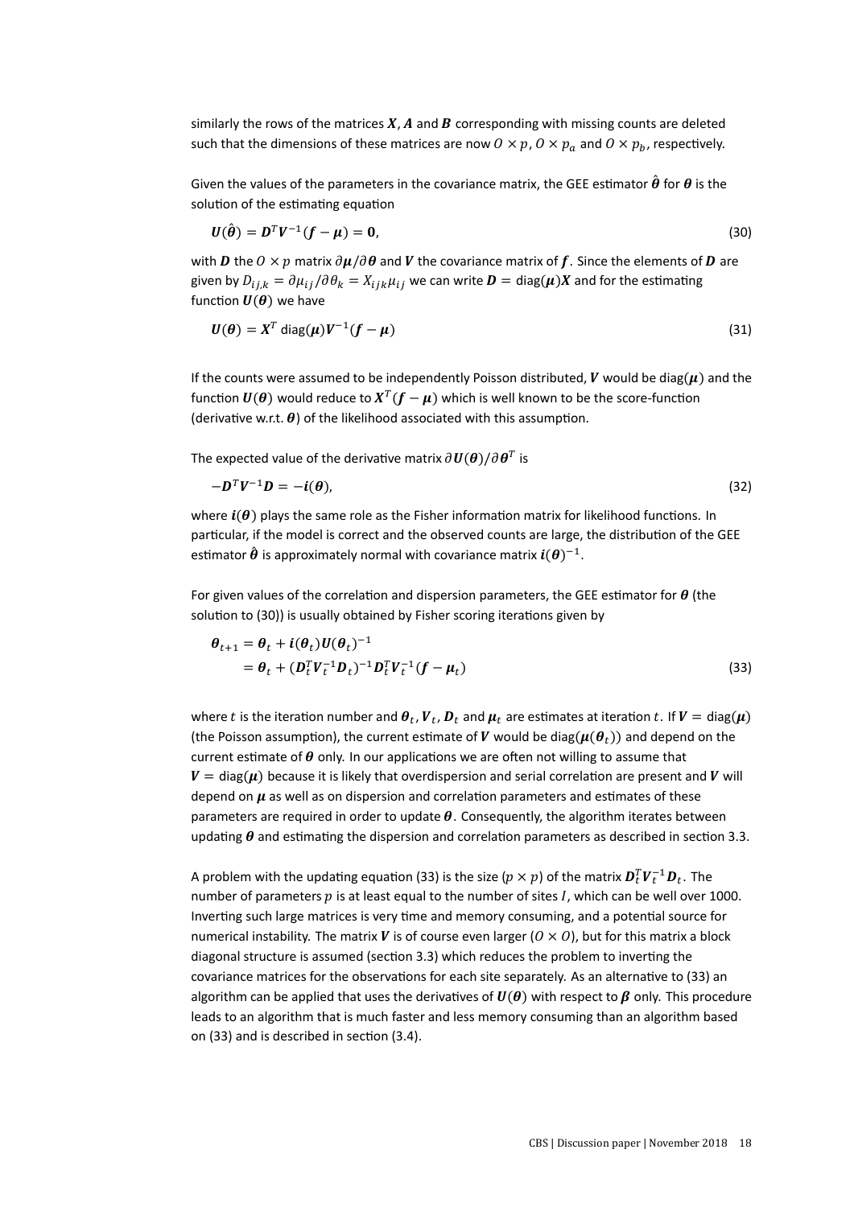similarly the rows of the matrices $\boldsymbol{X}$, $\boldsymbol{A}$ and $\boldsymbol{B}$ corresponding with missing counts are deleted such that the dimensions of these matrices are now $O \times p$, $O \times p_a$ and $O \times p_b$, respectively.

Given the values of the parameters in the covariance matrix, the GEE estimator $\hat{\boldsymbol{\theta}}$ for $\boldsymbol{\theta}$ is the solution of the estimating equation

$$\boldsymbol{U}(\hat{\boldsymbol{\theta}}) = \boldsymbol{D}^T \boldsymbol{V}^{-1}(\boldsymbol{f} - \boldsymbol{\mu}) = \boldsymbol{0}, \tag{30}$$

with $\boldsymbol{D}$ the $O \times p$ matrix $\partial \boldsymbol{\mu}/\partial \boldsymbol{\theta}$ and $\boldsymbol{V}$ the covariance matrix of $\boldsymbol{f}$. Since the elements of $\boldsymbol{D}$ are given by $D_{ij,k} = \partial \mu_{ij}/\partial \theta_k = X_{ijk}\mu_{ij}$ we can write $\boldsymbol{D} = \text{diag}(\boldsymbol{\mu})\boldsymbol{X}$ and for the estimating function $\boldsymbol{U}(\boldsymbol{\theta})$ we have

$$\boldsymbol{U}(\boldsymbol{\theta}) = \boldsymbol{X}^T \, \text{diag}(\boldsymbol{\mu})\boldsymbol{V}^{-1}(\boldsymbol{f} - \boldsymbol{\mu}) \tag{31}$$

If the counts were assumed to be independently Poisson distributed, $\boldsymbol{V}$ would be $\text{diag}(\boldsymbol{\mu})$ and the function $\boldsymbol{U}(\boldsymbol{\theta})$ would reduce to $\boldsymbol{X}^T(\boldsymbol{f} - \boldsymbol{\mu})$ which is well known to be the score-function (derivative w.r.t. $\boldsymbol{\theta}$) of the likelihood associated with this assumption.

The expected value of the derivative matrix $\partial \boldsymbol{U}(\boldsymbol{\theta})/\partial \boldsymbol{\theta}^T$ is

$$-\boldsymbol{D}^T \boldsymbol{V}^{-1} \boldsymbol{D} = -\boldsymbol{i}(\boldsymbol{\theta}), \tag{32}$$

where $\boldsymbol{i}(\boldsymbol{\theta})$ plays the same role as the Fisher information matrix for likelihood functions. In particular, if the model is correct and the observed counts are large, the distribution of the GEE estimator $\hat{\boldsymbol{\theta}}$ is approximately normal with covariance matrix $\boldsymbol{i}(\boldsymbol{\theta})^{-1}$.

For given values of the correlation and dispersion parameters, the GEE estimator for $\boldsymbol{\theta}$ (the solution to (30)) is usually obtained by Fisher scoring iterations given by

$$\begin{aligned} \boldsymbol{\theta}_{t+1} &= \boldsymbol{\theta}_t + \boldsymbol{i}(\boldsymbol{\theta}_t)\boldsymbol{U}(\boldsymbol{\theta}_t)^{-1} \\ &= \boldsymbol{\theta}_t + (\boldsymbol{D}_t^T \boldsymbol{V}_t^{-1} \boldsymbol{D}_t)^{-1} \boldsymbol{D}_t^T \boldsymbol{V}_t^{-1}(\boldsymbol{f} - \boldsymbol{\mu}_t) \end{aligned} \tag{33}$$

where $t$ is the iteration number and $\boldsymbol{\theta}_t$, $\boldsymbol{V}_t$, $\boldsymbol{D}_t$ and $\boldsymbol{\mu}_t$ are estimates at iteration $t$. If $\boldsymbol{V} = \text{diag}(\boldsymbol{\mu})$ (the Poisson assumption), the current estimate of $\boldsymbol{V}$ would be $\text{diag}(\boldsymbol{\mu}(\boldsymbol{\theta}_t))$ and depend on the current estimate of $\boldsymbol{\theta}$ only. In our applications we are often not willing to assume that $\boldsymbol{V} = \text{diag}(\boldsymbol{\mu})$ because it is likely that overdispersion and serial correlation are present and $\boldsymbol{V}$ will depend on $\boldsymbol{\mu}$ as well as on dispersion and correlation parameters and estimates of these parameters are required in order to update $\boldsymbol{\theta}$. Consequently, the algorithm iterates between updating $\boldsymbol{\theta}$ and estimating the dispersion and correlation parameters as described in section 3.3.

A problem with the updating equation (33) is the size ($p \times p$) of the matrix $\boldsymbol{D}_t^T \boldsymbol{V}_t^{-1} \boldsymbol{D}_t$. The number of parameters $p$ is at least equal to the number of sites $I$, which can be well over 1000. Inverting such large matrices is very time and memory consuming, and a potential source for numerical instability. The matrix $\boldsymbol{V}$ is of course even larger ($O \times O$), but for this matrix a block diagonal structure is assumed (section 3.3) which reduces the problem to inverting the covariance matrices for the observations for each site separately. As an alternative to (33) an algorithm can be applied that uses the derivatives of $\boldsymbol{U}(\boldsymbol{\theta})$ with respect to $\boldsymbol{\beta}$ only. This procedure leads to an algorithm that is much faster and less memory consuming than an algorithm based on (33) and is described in section (3.4).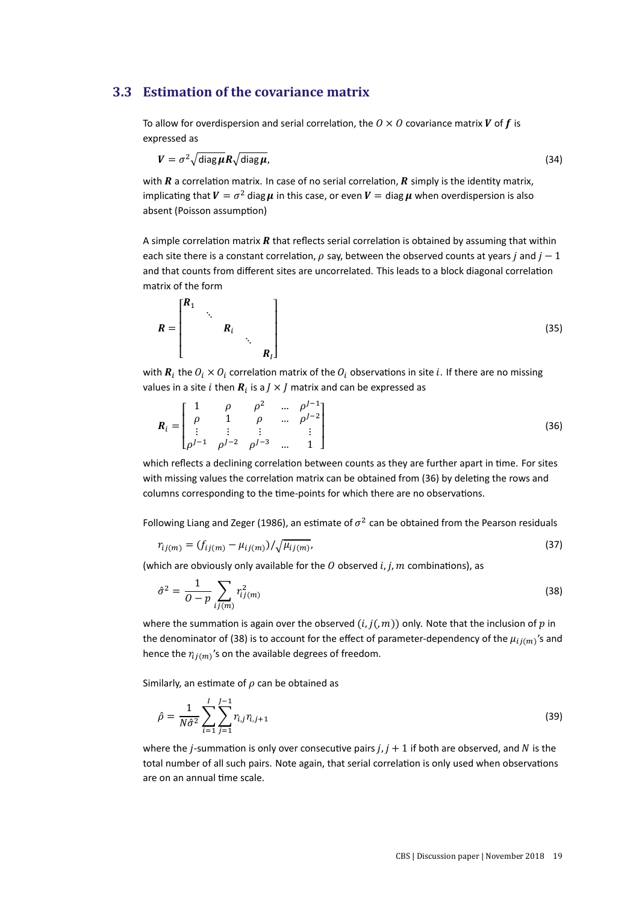### 3.3 Estimation of the covariance matrix

To allow for overdispersion and serial correlation, the $O \times O$ covariance matrix $\boldsymbol{V}$ of $\boldsymbol{f}$ is expressed as

$$\boldsymbol{V} = \sigma^2 \sqrt{\operatorname{diag} \boldsymbol{\mu}} \boldsymbol{R} \sqrt{\operatorname{diag} \boldsymbol{\mu}}, \tag{34}$$

with $\boldsymbol{R}$ a correlation matrix. In case of no serial correlation, $\boldsymbol{R}$ simply is the identity matrix, implicating that $\boldsymbol{V} = \sigma^2 \operatorname{diag} \boldsymbol{\mu}$ in this case, or even $\boldsymbol{V} = \operatorname{diag} \boldsymbol{\mu}$ when overdispersion is also absent (Poisson assumption)

A simple correlation matrix $\boldsymbol{R}$ that reflects serial correlation is obtained by assuming that within each site there is a constant correlation, $\rho$ say, between the observed counts at years $j$ and $j-1$ and that counts from different sites are uncorrelated. This leads to a block diagonal correlation matrix of the form

$$\boldsymbol{R} = \begin{bmatrix} \boldsymbol{R}_1 & & & & \\ & \ddots & & & \\ & & \boldsymbol{R}_i & & \\ & & & \ddots & \\ & & & & \boldsymbol{R}_I \end{bmatrix} \tag{35}$$

with $\boldsymbol{R}_i$ the $O_i \times O_i$ correlation matrix of the $O_i$ observations in site $i$. If there are no missing values in a site $i$ then $\boldsymbol{R}_i$ is a $J \times J$ matrix and can be expressed as

$$\boldsymbol{R}_i = \begin{bmatrix} 1 & \rho & \rho^2 & \dots & \rho^{J-1} \\ \rho & 1 & \rho & \dots & \rho^{J-2} \\ \vdots & \vdots & \vdots & & \vdots \\ \rho^{J-1} & \rho^{J-2} & \rho^{J-3} & \dots & 1 \end{bmatrix} \tag{36}$$

which reflects a declining correlation between counts as they are further apart in time. For sites with missing values the correlation matrix can be obtained from (36) by deleting the rows and columns corresponding to the time-points for which there are no observations.

Following Liang and Zeger (1986), an estimate of $\sigma^2$ can be obtained from the Pearson residuals

$$r_{ij(m)} = (f_{ij(m)} - \mu_{ij(m)}) / \sqrt{\mu_{ij(m)}}, \tag{37}$$

(which are obviously only available for the $O$ observed $i, j, m$ combinations), as

$$\hat{\sigma}^2 = \frac{1}{O-p} \sum_{ij(m)} r_{ij(m)}^2 \tag{38}$$

where the summation is again over the observed $(i, j(,m))$ only. Note that the inclusion of $p$ in the denominator of (38) is to account for the effect of parameter-dependency of the $\mu_{ij(m)}$'s and hence the $r_{ij(m)}$'s on the available degrees of freedom.

Similarly, an estimate of $\rho$ can be obtained as

$$\hat{\rho} = \frac{1}{N\hat{\sigma}^2} \sum_{i=1}^{I} \sum_{j=1}^{J-1} r_{i,j} r_{i,j+1} \tag{39}$$

where the $j$-summation is only over consecutive pairs $j, j+1$ if both are observed, and $N$ is the total number of all such pairs. Note again, that serial correlation is only used when observations are on an annual time scale.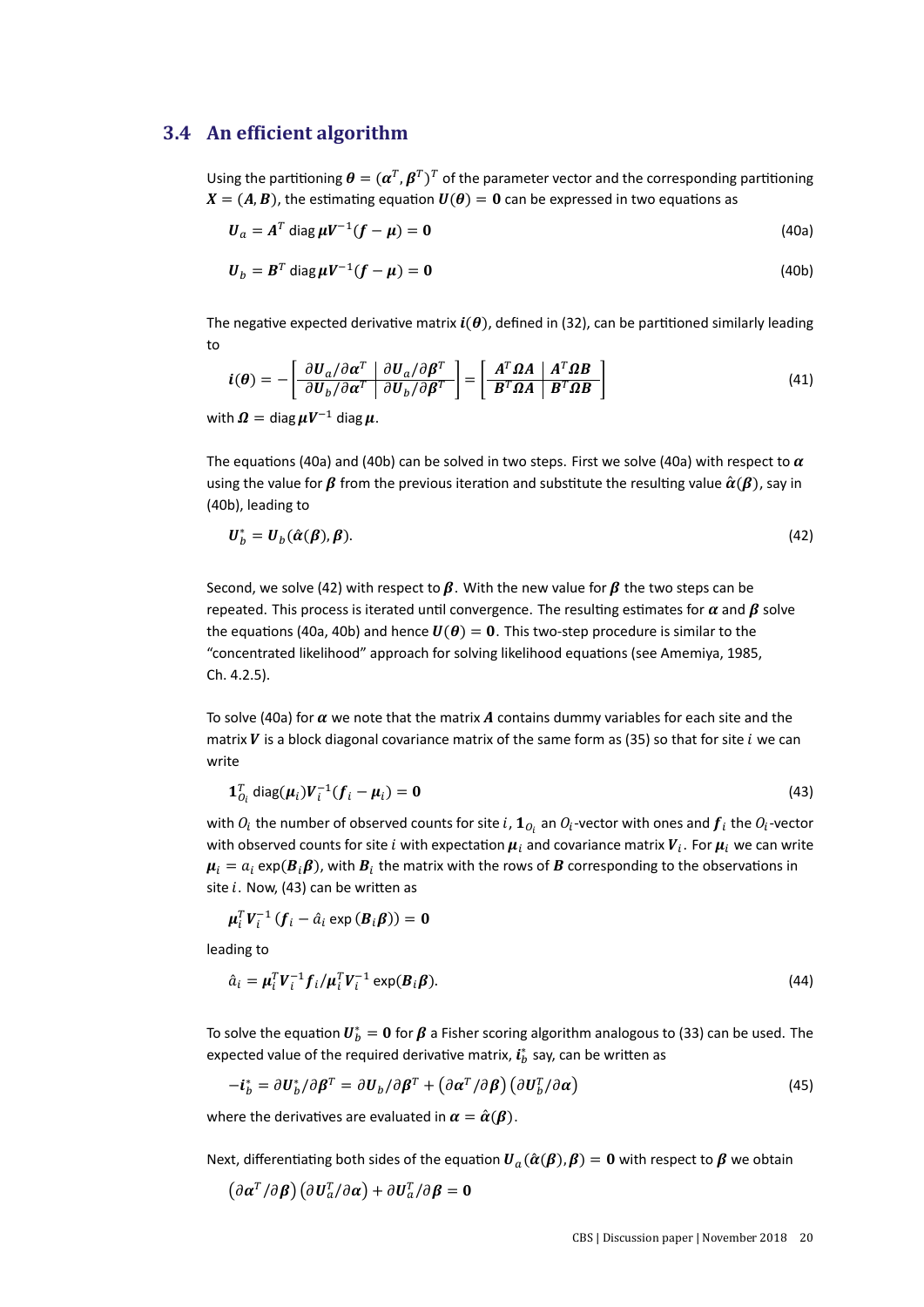### 3.4 An efficient algorithm

Using the partitioning $\boldsymbol{\theta} = (\boldsymbol{\alpha}^T, \boldsymbol{\beta}^T)^T$ of the parameter vector and the corresponding partitioning $\boldsymbol{X} = (\boldsymbol{A}, \boldsymbol{B})$, the estimating equation $\boldsymbol{U}(\boldsymbol{\theta}) = \mathbf{0}$ can be expressed in two equations as

$$\boldsymbol{U}_a = \boldsymbol{A}^T \operatorname{diag} \boldsymbol{\mu} \boldsymbol{V}^{-1}(\boldsymbol{f} - \boldsymbol{\mu}) = \mathbf{0} \tag{40a}$$

$$\boldsymbol{U}_b = \boldsymbol{B}^T \operatorname{diag} \boldsymbol{\mu} \boldsymbol{V}^{-1}(\boldsymbol{f} - \boldsymbol{\mu}) = \mathbf{0} \tag{40b}$$

The negative expected derivative matrix $\boldsymbol{i}(\boldsymbol{\theta})$, defined in (32), can be partitioned similarly leading to

$$\boldsymbol{i}(\boldsymbol{\theta}) = -\left[\begin{array}{c|c} \partial \boldsymbol{U}_a/\partial \boldsymbol{\alpha}^T & \partial \boldsymbol{U}_a/\partial \boldsymbol{\beta}^T \\ \hline \partial \boldsymbol{U}_b/\partial \boldsymbol{\alpha}^T & \partial \boldsymbol{U}_b/\partial \boldsymbol{\beta}^T \end{array}\right] = \left[\begin{array}{c|c} \boldsymbol{A}^T \boldsymbol{\Omega} \boldsymbol{A} & \boldsymbol{A}^T \boldsymbol{\Omega} \boldsymbol{B} \\ \hline \boldsymbol{B}^T \boldsymbol{\Omega} \boldsymbol{A} & \boldsymbol{B}^T \boldsymbol{\Omega} \boldsymbol{B} \end{array}\right] \tag{41}$$

with $\boldsymbol{\Omega} = \operatorname{diag} \boldsymbol{\mu} \boldsymbol{V}^{-1} \operatorname{diag} \boldsymbol{\mu}$.

The equations (40a) and (40b) can be solved in two steps. First we solve (40a) with respect to $\boldsymbol{\alpha}$ using the value for $\boldsymbol{\beta}$ from the previous iteration and substitute the resulting value $\hat{\boldsymbol{\alpha}}(\boldsymbol{\beta})$, say in (40b), leading to

$$\boldsymbol{U}_b^* = \boldsymbol{U}_b(\hat{\boldsymbol{\alpha}}(\boldsymbol{\beta}), \boldsymbol{\beta}). \tag{42}$$

Second, we solve (42) with respect to $\boldsymbol{\beta}$. With the new value for $\boldsymbol{\beta}$ the two steps can be repeated. This process is iterated until convergence. The resulting estimates for $\boldsymbol{\alpha}$ and $\boldsymbol{\beta}$ solve the equations (40a, 40b) and hence $\boldsymbol{U}(\boldsymbol{\theta}) = \mathbf{0}$. This two-step procedure is similar to the "concentrated likelihood" approach for solving likelihood equations (see Amemiya, 1985, Ch. 4.2.5).

To solve (40a) for $\boldsymbol{\alpha}$ we note that the matrix $\boldsymbol{A}$ contains dummy variables for each site and the matrix $\boldsymbol{V}$ is a block diagonal covariance matrix of the same form as (35) so that for site $i$ we can write

$$\mathbf{1}_{O_i}^T \operatorname{diag}(\boldsymbol{\mu}_i) \boldsymbol{V}_i^{-1}(\boldsymbol{f}_i - \boldsymbol{\mu}_i) = \mathbf{0} \tag{43}$$

with $O_i$ the number of observed counts for site $i$, $\mathbf{1}_{O_i}$ an $O_i$-vector with ones and $\boldsymbol{f}_i$ the $O_i$-vector with observed counts for site $i$ with expectation $\boldsymbol{\mu}_i$ and covariance matrix $\boldsymbol{V}_i$. For $\boldsymbol{\mu}_i$ we can write $\boldsymbol{\mu}_i = a_i \exp(\boldsymbol{B}_i \boldsymbol{\beta})$, with $\boldsymbol{B}_i$ the matrix with the rows of $\boldsymbol{B}$ corresponding to the observations in site $i$. Now, (43) can be written as

$$\boldsymbol{\mu}_i^T \boldsymbol{V}_i^{-1} (\boldsymbol{f}_i - \hat{a}_i \exp(\boldsymbol{B}_i \boldsymbol{\beta})) = \mathbf{0}$$

leading to

$$\hat{a}_i = \boldsymbol{\mu}_i^T \boldsymbol{V}_i^{-1} \boldsymbol{f}_i / \boldsymbol{\mu}_i^T \boldsymbol{V}_i^{-1} \exp(\boldsymbol{B}_i \boldsymbol{\beta}). \tag{44}$$

To solve the equation $\boldsymbol{U}_b^* = \mathbf{0}$ for $\boldsymbol{\beta}$ a Fisher scoring algorithm analogous to (33) can be used. The expected value of the required derivative matrix, $\boldsymbol{i}_b^*$ say, can be written as

$$-\boldsymbol{i}_b^* = \partial \boldsymbol{U}_b^*/\partial \boldsymbol{\beta}^T = \partial \boldsymbol{U}_b/\partial \boldsymbol{\beta}^T + \left(\partial \boldsymbol{\alpha}^T/\partial \boldsymbol{\beta}\right)\left(\partial \boldsymbol{U}_b^T/\partial \boldsymbol{\alpha}\right) \tag{45}$$

where the derivatives are evaluated in $\boldsymbol{\alpha} = \hat{\boldsymbol{\alpha}}(\boldsymbol{\beta})$.

Next, differentiating both sides of the equation $\boldsymbol{U}_a(\hat{\boldsymbol{\alpha}}(\boldsymbol{\beta}), \boldsymbol{\beta}) = \mathbf{0}$ with respect to $\boldsymbol{\beta}$ we obtain

$$\left(\partial \boldsymbol{\alpha}^T/\partial \boldsymbol{\beta}\right)\left(\partial \boldsymbol{U}_a^T/\partial \boldsymbol{\alpha}\right) + \partial \boldsymbol{U}_a^T/\partial \boldsymbol{\beta} = \mathbf{0}$$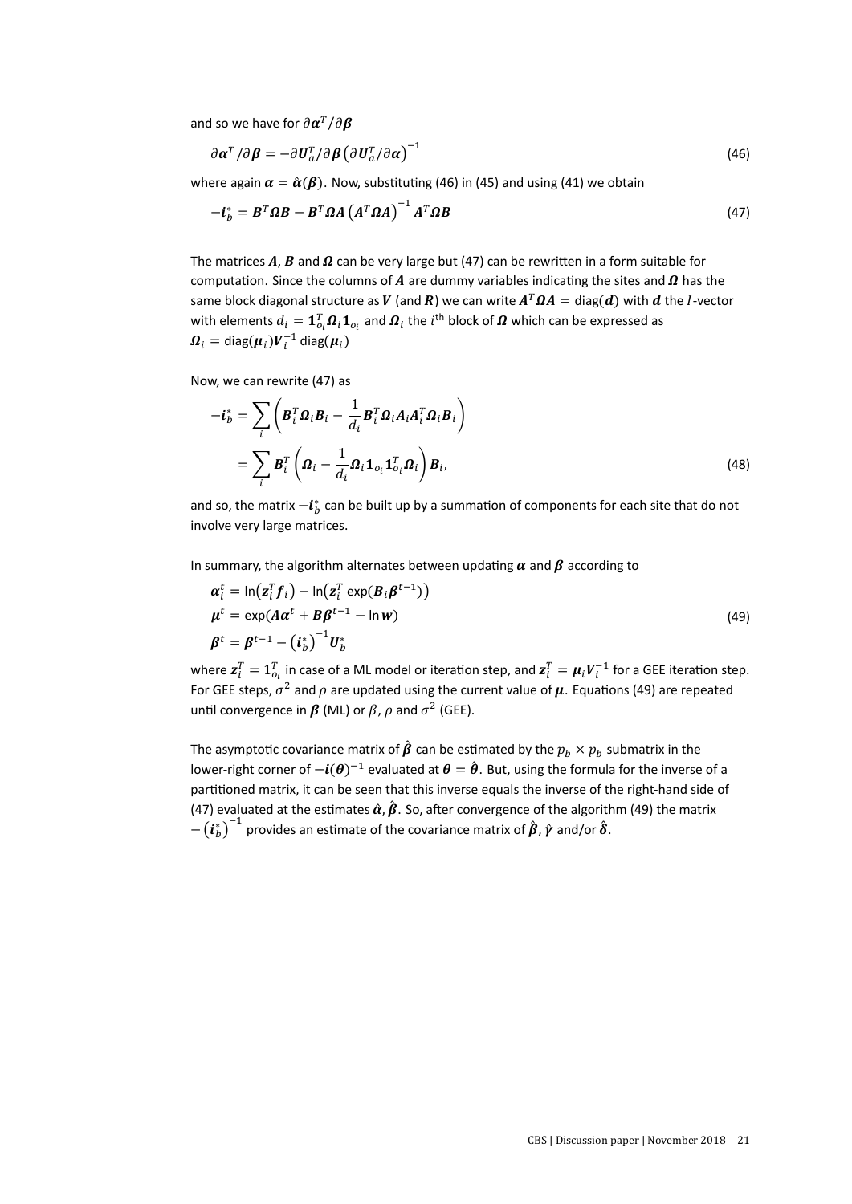and so we have for $\partial \boldsymbol{\alpha}^T / \partial \boldsymbol{\beta}$

$$\partial \boldsymbol{\alpha}^T / \partial \boldsymbol{\beta} = -\partial \boldsymbol{U}_a^T / \partial \boldsymbol{\beta} \left( \partial \boldsymbol{U}_a^T / \partial \boldsymbol{\alpha} \right)^{-1} \tag{46}$$

where again $\boldsymbol{\alpha} = \hat{\boldsymbol{\alpha}}(\boldsymbol{\beta})$. Now, substituting (46) in (45) and using (41) we obtain

$$-\boldsymbol{i}_b^* = \boldsymbol{B}^T \boldsymbol{\Omega} \boldsymbol{B} - \boldsymbol{B}^T \boldsymbol{\Omega} \boldsymbol{A} \left( \boldsymbol{A}^T \boldsymbol{\Omega} \boldsymbol{A} \right)^{-1} \boldsymbol{A}^T \boldsymbol{\Omega} \boldsymbol{B} \tag{47}$$

The matrices $\boldsymbol{A}$, $\boldsymbol{B}$ and $\boldsymbol{\Omega}$ can be very large but (47) can be rewritten in a form suitable for computation. Since the columns of $\boldsymbol{A}$ are dummy variables indicating the sites and $\boldsymbol{\Omega}$ has the same block diagonal structure as $\boldsymbol{V}$ (and $\boldsymbol{R}$) we can write $\boldsymbol{A}^T \boldsymbol{\Omega} \boldsymbol{A} = \text{diag}(\boldsymbol{d})$ with $\boldsymbol{d}$ the $I$-vector with elements $d_i = \boldsymbol{1}_{o_i}^T \boldsymbol{\Omega}_i \boldsymbol{1}_{o_i}$ and $\boldsymbol{\Omega}_i$ the $i^{\text{th}}$ block of $\boldsymbol{\Omega}$ which can be expressed as $\boldsymbol{\Omega}_i = \text{diag}(\boldsymbol{\mu}_i) \boldsymbol{V}_i^{-1} \text{diag}(\boldsymbol{\mu}_i)$

Now, we can rewrite (47) as

$$\begin{aligned}
-\boldsymbol{i}_b^* &= \sum_i \left( \boldsymbol{B}_i^T \boldsymbol{\Omega}_i \boldsymbol{B}_i - \frac{1}{d_i} \boldsymbol{B}_i^T \boldsymbol{\Omega}_i \boldsymbol{A}_i \boldsymbol{A}_i^T \boldsymbol{\Omega}_i \boldsymbol{B}_i \right) \\
&= \sum_i \boldsymbol{B}_i^T \left( \boldsymbol{\Omega}_i - \frac{1}{d_i} \boldsymbol{\Omega}_i \boldsymbol{1}_{o_i} \boldsymbol{1}_{o_i}^T \boldsymbol{\Omega}_i \right) \boldsymbol{B}_i,
\end{aligned} \tag{48}$$

and so, the matrix $-\boldsymbol{i}_b^*$ can be built up by a summation of components for each site that do not involve very large matrices.

In summary, the algorithm alternates between updating $\boldsymbol{\alpha}$ and $\boldsymbol{\beta}$ according to

$$\begin{aligned}
\boldsymbol{\alpha}_i^t &= \ln\left( \boldsymbol{z}_i^T \boldsymbol{f}_i \right) - \ln\left( \boldsymbol{z}_i^T \exp(\boldsymbol{B}_i \boldsymbol{\beta}^{t-1}) \right) \\
\boldsymbol{\mu}^t &= \exp(\boldsymbol{A} \boldsymbol{\alpha}^t + \boldsymbol{B} \boldsymbol{\beta}^{t-1} - \ln \boldsymbol{w}) \\
\boldsymbol{\beta}^t &= \boldsymbol{\beta}^{t-1} - \left( \boldsymbol{i}_b^* \right)^{-1} \boldsymbol{U}_b^*
\end{aligned} \tag{49}$$

where $\boldsymbol{z}_i^T = 1_{o_i}^T$ in case of a ML model or iteration step, and $\boldsymbol{z}_i^T = \boldsymbol{\mu}_i \boldsymbol{V}_i^{-1}$ for a GEE iteration step. For GEE steps, $\sigma^2$ and $\rho$ are updated using the current value of $\boldsymbol{\mu}$. Equations (49) are repeated until convergence in $\boldsymbol{\beta}$ (ML) or $\beta$, $\rho$ and $\sigma^2$ (GEE).

The asymptotic covariance matrix of $\hat{\boldsymbol{\beta}}$ can be estimated by the $p_b \times p_b$ submatrix in the lower-right corner of $-\boldsymbol{i}(\boldsymbol{\theta})^{-1}$ evaluated at $\boldsymbol{\theta} = \hat{\boldsymbol{\theta}}$. But, using the formula for the inverse of a partitioned matrix, it can be seen that this inverse equals the inverse of the right-hand side of (47) evaluated at the estimates $\hat{\boldsymbol{\alpha}}, \hat{\boldsymbol{\beta}}$. So, after convergence of the algorithm (49) the matrix $-\left( \boldsymbol{i}_b^* \right)^{-1}$ provides an estimate of the covariance matrix of $\hat{\boldsymbol{\beta}}, \hat{\boldsymbol{\gamma}}$ and/or $\hat{\boldsymbol{\delta}}$.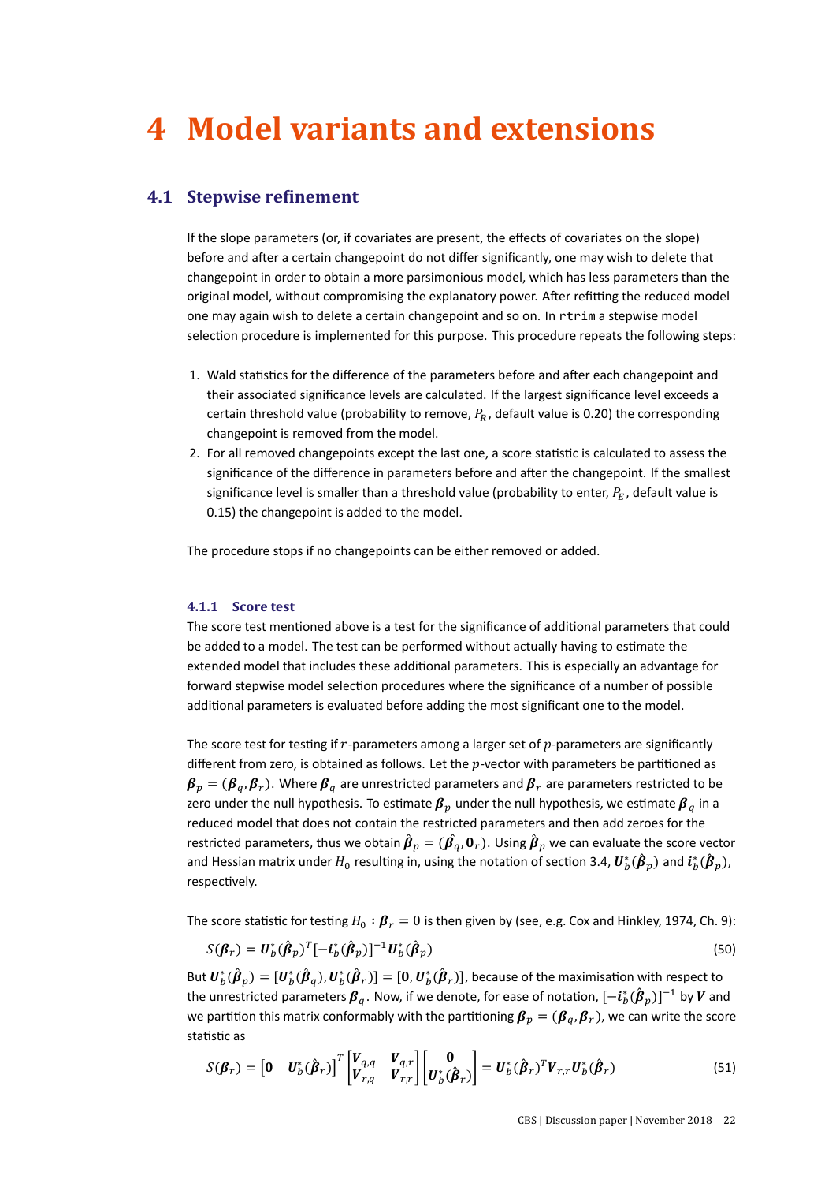# 4 Model variants and extensions

## 4.1 Stepwise refinement

If the slope parameters (or, if covariates are present, the effects of covariates on the slope) before and after a certain changepoint do not differ significantly, one may wish to delete that changepoint in order to obtain a more parsimonious model, which has less parameters than the original model, without compromising the explanatory power. After refitting the reduced model one may again wish to delete a certain changepoint and so on. In `rtrim` a stepwise model selection procedure is implemented for this purpose. This procedure repeats the following steps:

1. Wald statistics for the difference of the parameters before and after each changepoint and their associated significance levels are calculated. If the largest significance level exceeds a certain threshold value (probability to remove, $P_R$, default value is 0.20) the corresponding changepoint is removed from the model.
2. For all removed changepoints except the last one, a score statistic is calculated to assess the significance of the difference in parameters before and after the changepoint. If the smallest significance level is smaller than a threshold value (probability to enter, $P_E$, default value is 0.15) the changepoint is added to the model.

The procedure stops if no changepoints can be either removed or added.

### 4.1.1 Score test

The score test mentioned above is a test for the significance of additional parameters that could be added to a model. The test can be performed without actually having to estimate the extended model that includes these additional parameters. This is especially an advantage for forward stepwise model selection procedures where the significance of a number of possible additional parameters is evaluated before adding the most significant one to the model.

The score test for testing if $r$-parameters among a larger set of $p$-parameters are significantly different from zero, is obtained as follows. Let the $p$-vector with parameters be partitioned as $\boldsymbol{\beta}_p = (\boldsymbol{\beta}_q, \boldsymbol{\beta}_r)$. Where $\boldsymbol{\beta}_q$ are unrestricted parameters and $\boldsymbol{\beta}_r$ are parameters restricted to be zero under the null hypothesis. To estimate $\boldsymbol{\beta}_p$ under the null hypothesis, we estimate $\boldsymbol{\beta}_q$ in a reduced model that does not contain the restricted parameters and then add zeroes for the restricted parameters, thus we obtain $\hat{\boldsymbol{\beta}}_p = (\hat{\boldsymbol{\beta}}_q, \mathbf{0}_r)$. Using $\hat{\boldsymbol{\beta}}_p$ we can evaluate the score vector and Hessian matrix under $H_0$ resulting in, using the notation of section 3.4, $\boldsymbol{U}_b^*(\hat{\boldsymbol{\beta}}_p)$ and $\boldsymbol{i}_b^*(\hat{\boldsymbol{\beta}}_p)$, respectively.

The score statistic for testing $H_0 : \boldsymbol{\beta}_r = 0$ is then given by (see, e.g. Cox and Hinkley, 1974, Ch. 9):

$$S(\boldsymbol{\beta}_r) = \boldsymbol{U}_b^*(\hat{\boldsymbol{\beta}}_p)^T[-\boldsymbol{i}_b^*(\hat{\boldsymbol{\beta}}_p)]^{-1}\boldsymbol{U}_b^*(\hat{\boldsymbol{\beta}}_p) \tag{50}$$

But $\boldsymbol{U}_b^*(\hat{\boldsymbol{\beta}}_p) = [\boldsymbol{U}_b^*(\hat{\boldsymbol{\beta}}_q), \boldsymbol{U}_b^*(\hat{\boldsymbol{\beta}}_r)] = [\mathbf{0}, \boldsymbol{U}_b^*(\hat{\boldsymbol{\beta}}_r)]$, because of the maximisation with respect to the unrestricted parameters $\boldsymbol{\beta}_q$. Now, if we denote, for ease of notation, $[-\boldsymbol{i}_b^*(\hat{\boldsymbol{\beta}}_p)]^{-1}$ by $\boldsymbol{V}$ and we partition this matrix conformably with the partitioning $\boldsymbol{\beta}_p = (\boldsymbol{\beta}_q, \boldsymbol{\beta}_r)$, we can write the score statistic as

$$S(\boldsymbol{\beta}_r) = \begin{bmatrix}\mathbf{0} & \boldsymbol{U}_b^*(\hat{\boldsymbol{\beta}}_r)\end{bmatrix}^T \begin{bmatrix}\boldsymbol{V}_{q,q} & \boldsymbol{V}_{q,r} \\ \boldsymbol{V}_{r,q} & \boldsymbol{V}_{r,r}\end{bmatrix} \begin{bmatrix}\mathbf{0} \\ \boldsymbol{U}_b^*(\hat{\boldsymbol{\beta}}_r)\end{bmatrix} = \boldsymbol{U}_b^*(\hat{\boldsymbol{\beta}}_r)^T \boldsymbol{V}_{r,r} \boldsymbol{U}_b^*(\hat{\boldsymbol{\beta}}_r) \tag{51}$$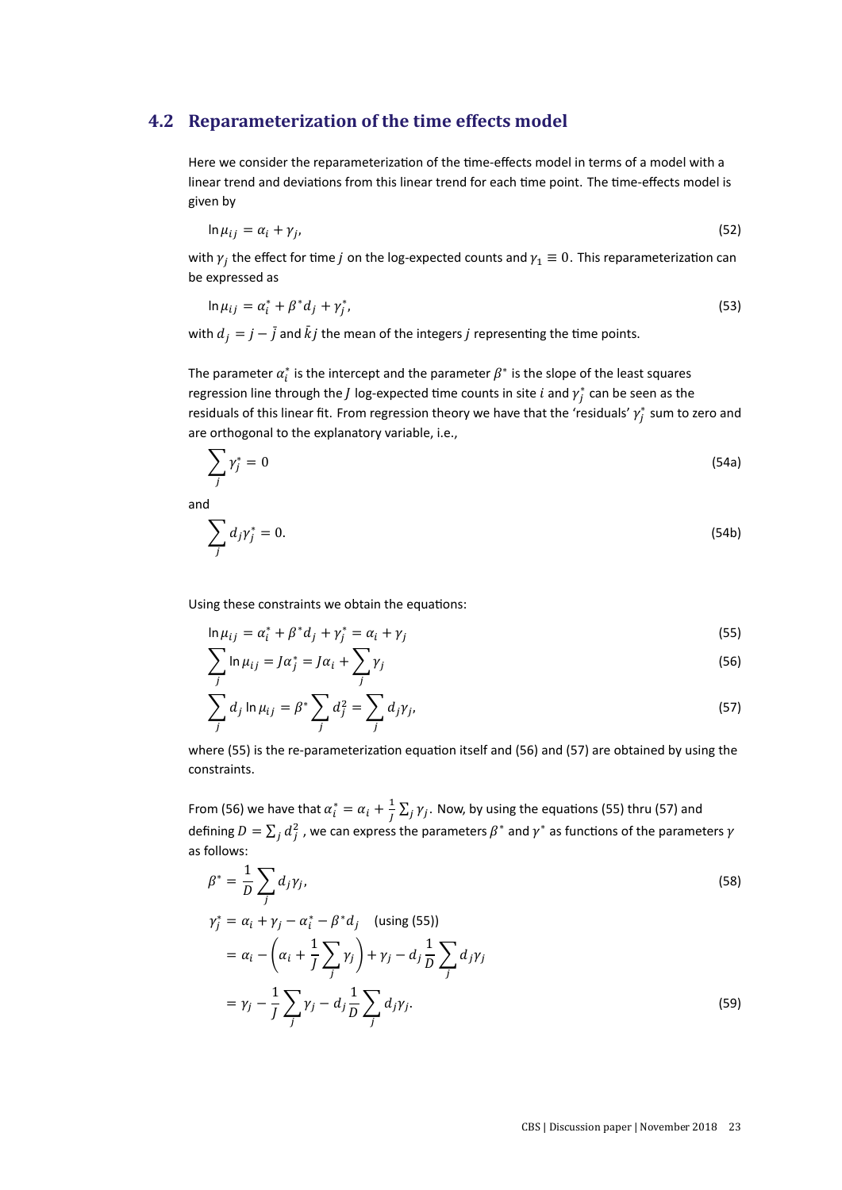## 4.2 Reparameterization of the time effects model

Here we consider the reparameterization of the time-effects model in terms of a model with a linear trend and deviations from this linear trend for each time point. The time-effects model is given by

$$\ln \mu_{ij} = \alpha_i + \gamma_j, \tag{52}$$

with $\gamma_j$ the effect for time $j$ on the log-expected counts and $\gamma_1 \equiv 0$. This reparameterization can be expressed as

$$\ln \mu_{ij} = \alpha_i^* + \beta^* d_j + \gamma_j^*, \tag{53}$$

with $d_j = j - \bar{j}$ and $\bar{k}j$ the mean of the integers $j$ representing the time points.

The parameter $\alpha_i^*$ is the intercept and the parameter $\beta^*$ is the slope of the least squares regression line through the $J$ log-expected time counts in site $i$ and $\gamma_j^*$ can be seen as the residuals of this linear fit. From regression theory we have that the 'residuals' $\gamma_j^*$ sum to zero and are orthogonal to the explanatory variable, i.e.,

$$\sum_j \gamma_j^* = 0 \tag{54a}$$

and

$$\sum_j d_j \gamma_j^* = 0. \tag{54b}$$

Using these constraints we obtain the equations:

$$\ln \mu_{ij} = \alpha_i^* + \beta^* d_j + \gamma_j^* = \alpha_i + \gamma_j \tag{55}$$

$$\sum_j \ln \mu_{ij} = J\alpha_j^* = J\alpha_i + \sum_j \gamma_j \tag{56}$$

$$\sum_j d_j \ln \mu_{ij} = \beta^* \sum_j d_j^2 = \sum_j d_j \gamma_j, \tag{57}$$

where (55) is the re-parameterization equation itself and (56) and (57) are obtained by using the constraints.

From (56) we have that $\alpha_i^* = \alpha_i + \frac{1}{J}\sum_j \gamma_j$. Now, by using the equations (55) thru (57) and defining $D = \sum_j d_j^2$ , we can express the parameters $\beta^*$ and $\gamma^*$ as functions of the parameters $\gamma$ as follows:

$$\beta^* = \frac{1}{D}\sum_j d_j \gamma_j, \tag{58}$$

$$\begin{aligned}
\gamma_j^* &= \alpha_i + \gamma_j - \alpha_i^* - \beta^* d_j \quad \text{(using (55))} \\
&= \alpha_i - \left(\alpha_i + \frac{1}{J}\sum_j \gamma_j\right) + \gamma_j - d_j \frac{1}{D}\sum_j d_j \gamma_j \\
&= \gamma_j - \frac{1}{J}\sum_j \gamma_j - d_j \frac{1}{D}\sum_j d_j \gamma_j.
\end{aligned} \tag{59}$$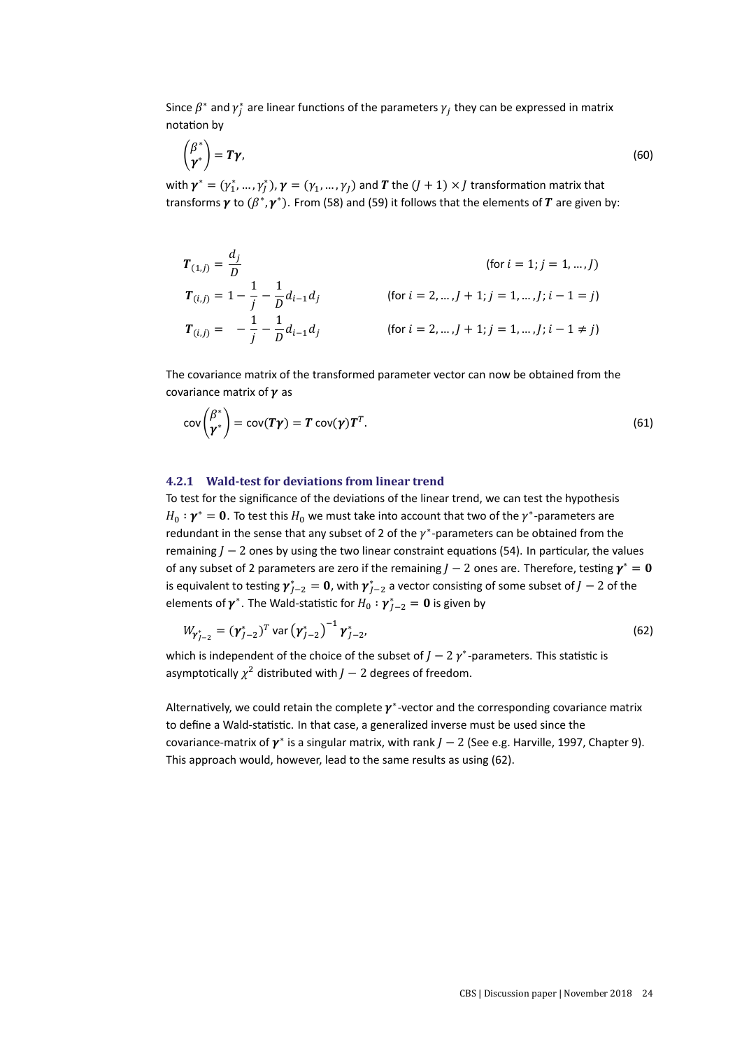Since $\beta^*$ and $\gamma_j^*$ are linear functions of the parameters $\gamma_j$ they can be expressed in matrix notation by

$$\begin{pmatrix} \beta^* \\ \boldsymbol{\gamma}^* \end{pmatrix} = \boldsymbol{T}\boldsymbol{\gamma}, \tag{60}$$

with $\boldsymbol{\gamma}^* = (\gamma_1^*, \dots, \gamma_J^*)$, $\boldsymbol{\gamma} = (\gamma_1, \dots, \gamma_J)$ and $\boldsymbol{T}$ the $(J+1) \times J$ transformation matrix that transforms $\boldsymbol{\gamma}$ to $(\beta^*, \boldsymbol{\gamma}^*)$. From (58) and (59) it follows that the elements of $\boldsymbol{T}$ are given by:

$$\boldsymbol{T}_{(1,j)} = \frac{d_j}{D} \qquad \text{(for } i = 1; j = 1, \dots, J\text{)}$$

$$\boldsymbol{T}_{(i,j)} = 1 - \frac{1}{j} - \frac{1}{D} d_{i-1} d_j \qquad \text{(for } i = 2, \dots, J+1; j = 1, \dots, J; i-1 = j\text{)}$$

$$\boldsymbol{T}_{(i,j)} = \quad - \frac{1}{j} - \frac{1}{D} d_{i-1} d_j \qquad \text{(for } i = 2, \dots, J+1; j = 1, \dots, J; i-1 \neq j\text{)}$$

The covariance matrix of the transformed parameter vector can now be obtained from the covariance matrix of $\boldsymbol{\gamma}$ as

$$\text{cov}\begin{pmatrix} \beta^* \\ \boldsymbol{\gamma}^* \end{pmatrix} = \text{cov}(\boldsymbol{T}\boldsymbol{\gamma}) = \boldsymbol{T}\,\text{cov}(\boldsymbol{\gamma})\boldsymbol{T}^T. \tag{61}$$

### 4.2.1 Wald-test for deviations from linear trend

To test for the significance of the deviations of the linear trend, we can test the hypothesis $H_0 : \boldsymbol{\gamma}^* = \boldsymbol{0}$. To test this $H_0$ we must take into account that two of the $\gamma^*$-parameters are redundant in the sense that any subset of 2 of the $\gamma^*$-parameters can be obtained from the remaining $J-2$ ones by using the two linear constraint equations (54). In particular, the values of any subset of 2 parameters are zero if the remaining $J-2$ ones are. Therefore, testing $\boldsymbol{\gamma}^* = \boldsymbol{0}$ is equivalent to testing $\boldsymbol{\gamma}^*_{J-2} = \boldsymbol{0}$, with $\boldsymbol{\gamma}^*_{J-2}$ a vector consisting of some subset of $J-2$ of the elements of $\boldsymbol{\gamma}^*$. The Wald-statistic for $H_0 : \boldsymbol{\gamma}^*_{J-2} = \boldsymbol{0}$ is given by

$$W_{\boldsymbol{\gamma}^*_{J-2}} = (\boldsymbol{\gamma}^*_{J-2})^T\,\text{var}\left(\boldsymbol{\gamma}^*_{J-2}\right)^{-1}\boldsymbol{\gamma}^*_{J-2}, \tag{62}$$

which is independent of the choice of the subset of $J-2$ $\gamma^*$-parameters. This statistic is asymptotically $\chi^2$ distributed with $J-2$ degrees of freedom.

Alternatively, we could retain the complete $\boldsymbol{\gamma}^*$-vector and the corresponding covariance matrix to define a Wald-statistic. In that case, a generalized inverse must be used since the covariance-matrix of $\boldsymbol{\gamma}^*$ is a singular matrix, with rank $J-2$ (See e.g. Harville, 1997, Chapter 9). This approach would, however, lead to the same results as using (62).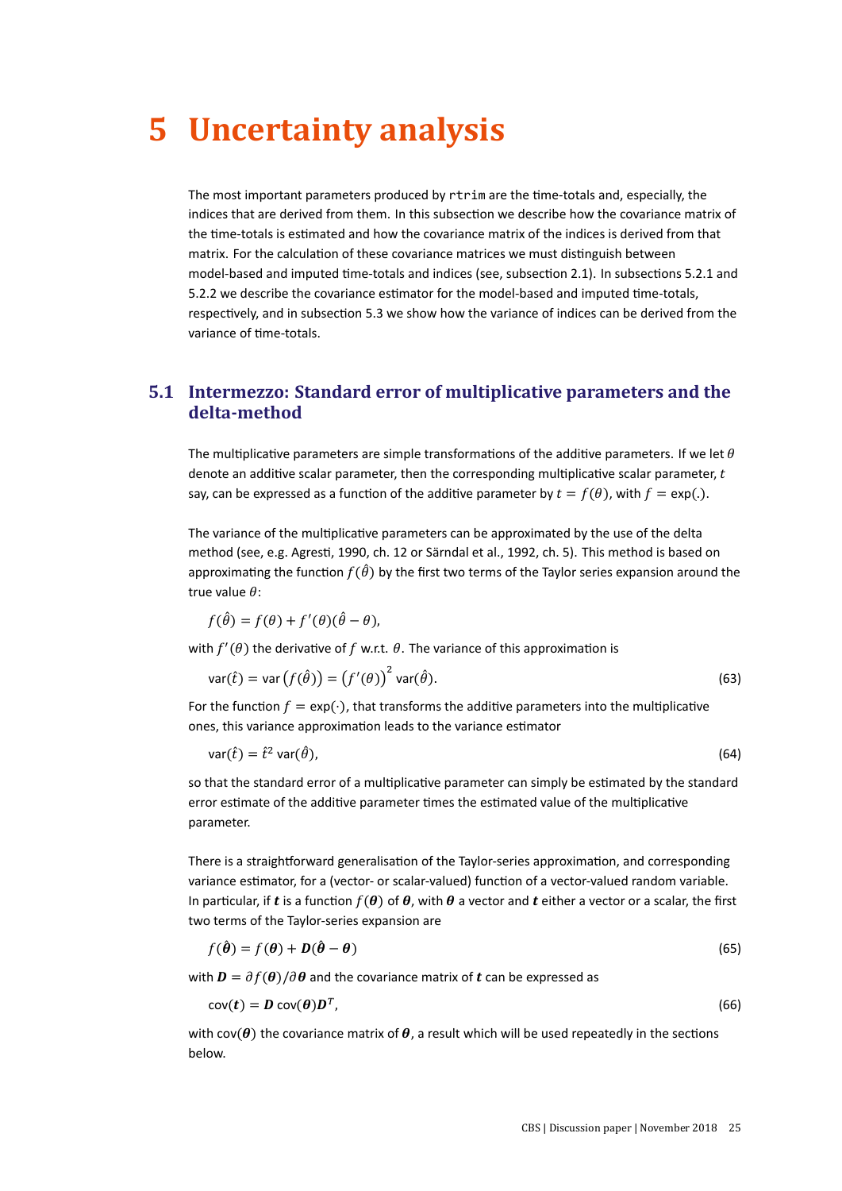# 5 Uncertainty analysis

The most important parameters produced by `rtrim` are the time-totals and, especially, the indices that are derived from them. In this subsection we describe how the covariance matrix of the time-totals is estimated and how the covariance matrix of the indices is derived from that matrix. For the calculation of these covariance matrices we must distinguish between model-based and imputed time-totals and indices (see, subsection 2.1). In subsections 5.2.1 and 5.2.2 we describe the covariance estimator for the model-based and imputed time-totals, respectively, and in subsection 5.3 we show how the variance of indices can be derived from the variance of time-totals.

## 5.1 Intermezzo: Standard error of multiplicative parameters and the delta-method

The multiplicative parameters are simple transformations of the additive parameters. If we let $\theta$ denote an additive scalar parameter, then the corresponding multiplicative scalar parameter, $t$ say, can be expressed as a function of the additive parameter by $t = f(\theta)$, with $f = \exp(.)$.

The variance of the multiplicative parameters can be approximated by the use of the delta method (see, e.g. Agresti, 1990, ch. 12 or Särndal et al., 1992, ch. 5). This method is based on approximating the function $f(\hat{\theta})$ by the first two terms of the Taylor series expansion around the true value $\theta$:

$$f(\hat{\theta}) = f(\theta) + f'(\theta)(\hat{\theta} - \theta),$$

with $f'(\theta)$ the derivative of $f$ w.r.t. $\theta$. The variance of this approximation is

$$\text{var}(\hat{t}) = \text{var}\left(f(\hat{\theta})\right) = \left(f'(\theta)\right)^2 \text{var}(\hat{\theta}). \tag{63}$$

For the function $f = \exp(\cdot)$, that transforms the additive parameters into the multiplicative ones, this variance approximation leads to the variance estimator

$$\text{var}(\hat{t}) = \hat{t}^2 \,\text{var}(\hat{\theta}), \tag{64}$$

so that the standard error of a multiplicative parameter can simply be estimated by the standard error estimate of the additive parameter times the estimated value of the multiplicative parameter.

There is a straightforward generalisation of the Taylor-series approximation, and corresponding variance estimator, for a (vector- or scalar-valued) function of a vector-valued random variable. In particular, if $\boldsymbol{t}$ is a function $f(\boldsymbol{\theta})$ of $\boldsymbol{\theta}$, with $\boldsymbol{\theta}$ a vector and $\boldsymbol{t}$ either a vector or a scalar, the first two terms of the Taylor-series expansion are

$$f(\hat{\boldsymbol{\theta}}) = f(\boldsymbol{\theta}) + \boldsymbol{D}(\hat{\boldsymbol{\theta}} - \boldsymbol{\theta}) \tag{65}$$

with $\boldsymbol{D} = \partial f(\boldsymbol{\theta})/\partial \boldsymbol{\theta}$ and the covariance matrix of $\boldsymbol{t}$ can be expressed as

$$\text{cov}(\boldsymbol{t}) = \boldsymbol{D}\,\text{cov}(\boldsymbol{\theta})\boldsymbol{D}^T, \tag{66}$$

with $\text{cov}(\boldsymbol{\theta})$ the covariance matrix of $\boldsymbol{\theta}$, a result which will be used repeatedly in the sections below.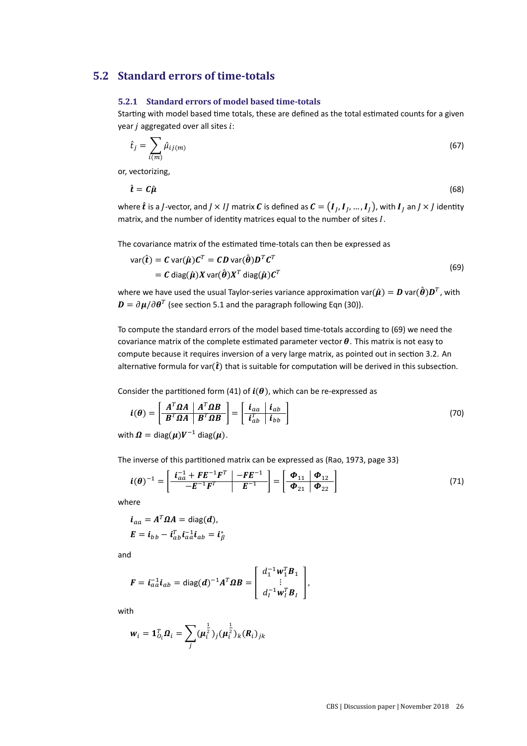## 5.2 Standard errors of time-totals

### 5.2.1 Standard errors of model based time-totals

Starting with model based time totals, these are defined as the total estimated counts for a given year $j$ aggregated over all sites $i$:

$$\hat{t}_j = \sum_{i(m)} \hat{\mu}_{ij(m)} \tag{67}$$

or, vectorizing,

$$\hat{\boldsymbol{t}} = \boldsymbol{C}\hat{\boldsymbol{\mu}} \tag{68}$$

where $\hat{\boldsymbol{t}}$ is a $J$-vector, and $J \times IJ$ matrix $\boldsymbol{C}$ is defined as $\boldsymbol{C} = (\boldsymbol{I}_J, \boldsymbol{I}_J, \ldots, \boldsymbol{I}_J)$, with $\boldsymbol{I}_J$ an $J \times J$ identity matrix, and the number of identity matrices equal to the number of sites $I$.

The covariance matrix of the estimated time-totals can then be expressed as

$$\begin{aligned} \text{var}(\hat{\boldsymbol{t}}) &= \boldsymbol{C}\,\text{var}(\hat{\boldsymbol{\mu}})\boldsymbol{C}^T = \boldsymbol{C}\boldsymbol{D}\,\text{var}(\hat{\boldsymbol{\theta}})\boldsymbol{D}^T\boldsymbol{C}^T \\ &= \boldsymbol{C}\,\text{diag}(\hat{\boldsymbol{\mu}})\boldsymbol{X}\,\text{var}(\hat{\boldsymbol{\theta}})\boldsymbol{X}^T\,\text{diag}(\hat{\boldsymbol{\mu}})\boldsymbol{C}^T \end{aligned} \tag{69}$$

where we have used the usual Taylor-series variance approximation $\text{var}(\hat{\boldsymbol{\mu}}) = \boldsymbol{D}\,\text{var}(\hat{\boldsymbol{\theta}})\boldsymbol{D}^T$, with $\boldsymbol{D} = \partial\boldsymbol{\mu}/\partial\boldsymbol{\theta}^T$ (see section 5.1 and the paragraph following Eqn (30)).

To compute the standard errors of the model based time-totals according to (69) we need the covariance matrix of the complete estimated parameter vector $\boldsymbol{\theta}$. This matrix is not easy to compute because it requires inversion of a very large matrix, as pointed out in section 3.2. An alternative formula for $\text{var}(\hat{\boldsymbol{t}})$ that is suitable for computation will be derived in this subsection.

Consider the partitioned form (41) of $\boldsymbol{i}(\boldsymbol{\theta})$, which can be re-expressed as

$$\boldsymbol{i}(\boldsymbol{\theta}) = \left[\begin{array}{c|c} \boldsymbol{A}^T\boldsymbol{\Omega}\boldsymbol{A} & \boldsymbol{A}^T\boldsymbol{\Omega}\boldsymbol{B} \\ \hline \boldsymbol{B}^T\boldsymbol{\Omega}\boldsymbol{A} & \boldsymbol{B}^T\boldsymbol{\Omega}\boldsymbol{B} \end{array}\right] = \left[\begin{array}{c|c} \boldsymbol{i}_{aa} & \boldsymbol{i}_{ab} \\ \hline \boldsymbol{i}_{ab}^T & \boldsymbol{i}_{bb} \end{array}\right] \tag{70}$$

with $\boldsymbol{\Omega} = \text{diag}(\boldsymbol{\mu})\boldsymbol{V}^{-1}\,\text{diag}(\boldsymbol{\mu})$.

The inverse of this partitioned matrix can be expressed as (Rao, 1973, page 33)

$$\boldsymbol{i}(\boldsymbol{\theta})^{-1} = \left[\begin{array}{c|c} \boldsymbol{i}_{aa}^{-1} + \boldsymbol{F}\boldsymbol{E}^{-1}\boldsymbol{F}^T & -\boldsymbol{F}\boldsymbol{E}^{-1} \\ \hline -\boldsymbol{E}^{-1}\boldsymbol{F}^T & \boldsymbol{E}^{-1} \end{array}\right] = \left[\begin{array}{c|c} \boldsymbol{\Phi}_{11} & \boldsymbol{\Phi}_{12} \\ \hline \boldsymbol{\Phi}_{21} & \boldsymbol{\Phi}_{22} \end{array}\right] \tag{71}$$

where

$$\begin{aligned} \boldsymbol{i}_{aa} &= \boldsymbol{A}^T\boldsymbol{\Omega}\boldsymbol{A} = \text{diag}(\boldsymbol{d}), \\ \boldsymbol{E} &= \boldsymbol{i}_{bb} - \boldsymbol{i}_{ab}^T\boldsymbol{i}_{aa}^{-1}\boldsymbol{i}_{ab} = \boldsymbol{i}_\beta^* \end{aligned}$$

and

$$\boldsymbol{F} = \boldsymbol{i}_{aa}^{-1}\boldsymbol{i}_{ab} = \text{diag}(\boldsymbol{d})^{-1}\boldsymbol{A}^T\boldsymbol{\Omega}\boldsymbol{B} = \begin{bmatrix} d_1^{-1}\boldsymbol{w}_1^T\boldsymbol{B}_1 \\ \vdots \\ d_I^{-1}\boldsymbol{w}_I^T\boldsymbol{B}_I \end{bmatrix},$$

with

$$\boldsymbol{w}_i = \boldsymbol{1}_{O_i}^T\boldsymbol{\Omega}_i = \sum_j (\boldsymbol{\mu}_i^{\frac{1}{2}})_j(\boldsymbol{\mu}_i^{\frac{1}{2}})_k(\boldsymbol{R}_i)_{jk}$$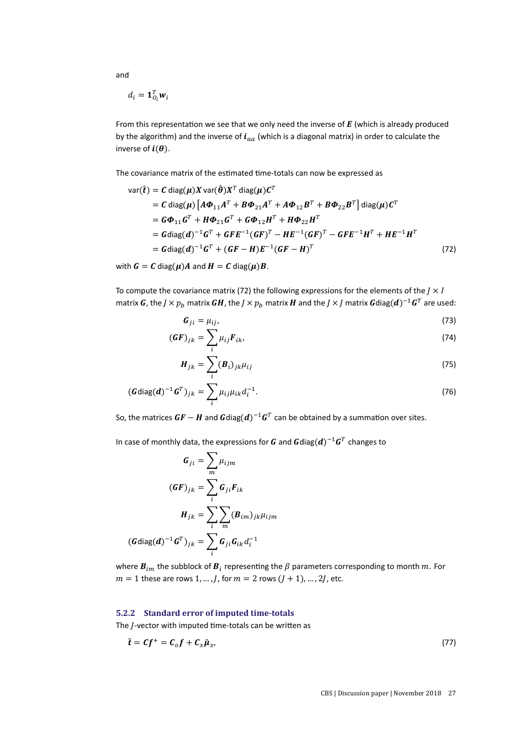and

$$d_i = \mathbf{1}_{O_i}^T \boldsymbol{w}_i$$

From this representation we see that we only need the inverse of $\boldsymbol{E}$ (which is already produced by the algorithm) and the inverse of $\boldsymbol{i}_{aa}$ (which is a diagonal matrix) in order to calculate the inverse of $\boldsymbol{i}(\boldsymbol{\theta})$.

The covariance matrix of the estimated time-totals can now be expressed as

$$\begin{aligned}
\text{var}(\hat{\boldsymbol{t}}) &= \boldsymbol{C}\,\text{diag}(\boldsymbol{\mu})\boldsymbol{X}\,\text{var}(\hat{\boldsymbol{\theta}})\boldsymbol{X}^T\,\text{diag}(\boldsymbol{\mu})\boldsymbol{C}^T \\
&= \boldsymbol{C}\,\text{diag}(\boldsymbol{\mu})\left[\boldsymbol{A}\boldsymbol{\Phi}_{11}\boldsymbol{A}^T + \boldsymbol{B}\boldsymbol{\Phi}_{21}\boldsymbol{A}^T + \boldsymbol{A}\boldsymbol{\Phi}_{12}\boldsymbol{B}^T + \boldsymbol{B}\boldsymbol{\Phi}_{22}\boldsymbol{B}^T\right]\text{diag}(\boldsymbol{\mu})\boldsymbol{C}^T \\
&= \boldsymbol{G}\boldsymbol{\Phi}_{11}\boldsymbol{G}^T + \boldsymbol{H}\boldsymbol{\Phi}_{21}\boldsymbol{G}^T + \boldsymbol{G}\boldsymbol{\Phi}_{12}\boldsymbol{H}^T + \boldsymbol{H}\boldsymbol{\Phi}_{22}\boldsymbol{H}^T \\
&= \boldsymbol{G}\text{diag}(\boldsymbol{d})^{-1}\boldsymbol{G}^T + \boldsymbol{G}\boldsymbol{F}\boldsymbol{E}^{-1}(\boldsymbol{G}\boldsymbol{F})^T - \boldsymbol{H}\boldsymbol{E}^{-1}(\boldsymbol{G}\boldsymbol{F})^T - \boldsymbol{G}\boldsymbol{F}\boldsymbol{E}^{-1}\boldsymbol{H}^T + \boldsymbol{H}\boldsymbol{E}^{-1}\boldsymbol{H}^T \\
&= \boldsymbol{G}\text{diag}(\boldsymbol{d})^{-1}\boldsymbol{G}^T + (\boldsymbol{G}\boldsymbol{F} - \boldsymbol{H})\boldsymbol{E}^{-1}(\boldsymbol{G}\boldsymbol{F} - \boldsymbol{H})^T
\end{aligned} \tag{72}$$

with $\boldsymbol{G} = \boldsymbol{C}\,\text{diag}(\boldsymbol{\mu})\boldsymbol{A}$ and $\boldsymbol{H} = \boldsymbol{C}\,\text{diag}(\boldsymbol{\mu})\boldsymbol{B}$.

To compute the covariance matrix (72) the following expressions for the elements of the $J \times I$ matrix $\boldsymbol{G}$, the $J \times p_b$ matrix $\boldsymbol{GH}$, the $J \times p_b$ matrix $\boldsymbol{H}$ and the $J \times J$ matrix $\boldsymbol{G}\text{diag}(\boldsymbol{d})^{-1}\boldsymbol{G}^T$ are used:

$$\boldsymbol{G}_{ji} = \mu_{ij}, \tag{73}$$

$$(\boldsymbol{G}\boldsymbol{F})_{jk} = \sum_i \mu_{ij}\boldsymbol{F}_{ik}, \tag{74}$$

$$\boldsymbol{H}_{jk} = \sum_i (\boldsymbol{B}_i)_{jk}\mu_{ij} \tag{75}$$

$$(\boldsymbol{G}\text{diag}(\boldsymbol{d})^{-1}\boldsymbol{G}^T)_{jk} = \sum_i \mu_{ij}\mu_{ik}d_i^{-1}. \tag{76}$$

So, the matrices $\boldsymbol{GF} - \boldsymbol{H}$ and $\boldsymbol{G}\text{diag}(\boldsymbol{d})^{-1}\boldsymbol{G}^T$ can be obtained by a summation over sites.

In case of monthly data, the expressions for $\boldsymbol{G}$ and $\boldsymbol{G}\text{diag}(\boldsymbol{d})^{-1}\boldsymbol{G}^T$ changes to

$$\begin{aligned}
\boldsymbol{G}_{ji} &= \sum_m \mu_{ijm} \\
(\boldsymbol{G}\boldsymbol{F})_{jk} &= \sum_i \boldsymbol{G}_{ji}\boldsymbol{F}_{ik} \\
\boldsymbol{H}_{jk} &= \sum_i \sum_m (\boldsymbol{B}_{im})_{jk}\mu_{ijm} \\
(\boldsymbol{G}\text{diag}(\boldsymbol{d})^{-1}\boldsymbol{G}^T)_{jk} &= \sum_i \boldsymbol{G}_{ji}\boldsymbol{G}_{ik}d_i^{-1}
\end{aligned}$$

where $\boldsymbol{B}_{im}$ the subblock of $\boldsymbol{B}_i$ representing the $\beta$ parameters corresponding to month $m$. For $m = 1$ these are rows $1, \ldots, J$, for $m = 2$ rows $(J+1), \ldots, 2J$, etc.

### 5.2.2 Standard error of imputed time-totals

The $J$-vector with imputed time-totals can be written as

$$\tilde{\boldsymbol{t}} = \boldsymbol{C}\boldsymbol{f}^+ = \boldsymbol{C}_o\boldsymbol{f} + \boldsymbol{C}_x\hat{\boldsymbol{\mu}}_x, \tag{77}$$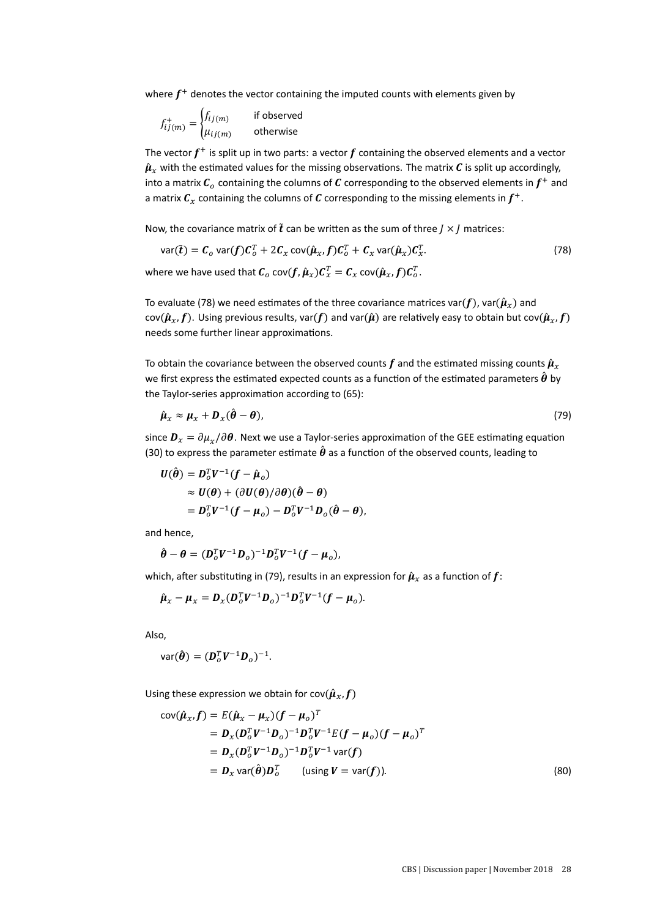where $\boldsymbol{f}^{+}$ denotes the vector containing the imputed counts with elements given by

$$f_{ij(m)}^{+} = \begin{cases} f_{ij(m)} & \text{if observed} \\ \mu_{ij(m)} & \text{otherwise} \end{cases}$$

The vector $\boldsymbol{f}^{+}$ is split up in two parts: a vector $\boldsymbol{f}$ containing the observed elements and a vector $\hat{\boldsymbol{\mu}}_x$ with the estimated values for the missing observations. The matrix $\boldsymbol{C}$ is split up accordingly, into a matrix $\boldsymbol{C}_o$ containing the columns of $\boldsymbol{C}$ corresponding to the observed elements in $\boldsymbol{f}^{+}$ and a matrix $\boldsymbol{C}_x$ containing the columns of $\boldsymbol{C}$ corresponding to the missing elements in $\boldsymbol{f}^{+}$.

Now, the covariance matrix of $\tilde{\boldsymbol{t}}$ can be written as the sum of three $J \times J$ matrices:

$$\text{var}(\tilde{\boldsymbol{t}}) = \boldsymbol{C}_o \,\text{var}(\boldsymbol{f})\boldsymbol{C}_o^T + 2\boldsymbol{C}_x \,\text{cov}(\hat{\boldsymbol{\mu}}_x, \boldsymbol{f})\boldsymbol{C}_o^T + \boldsymbol{C}_x \,\text{var}(\hat{\boldsymbol{\mu}}_x)\boldsymbol{C}_x^T. \tag{78}$$

where we have used that $\boldsymbol{C}_o \,\text{cov}(\boldsymbol{f}, \hat{\boldsymbol{\mu}}_x)\boldsymbol{C}_x^T = \boldsymbol{C}_x \,\text{cov}(\hat{\boldsymbol{\mu}}_x, \boldsymbol{f})\boldsymbol{C}_o^T$.

To evaluate (78) we need estimates of the three covariance matrices $\text{var}(\boldsymbol{f})$, $\text{var}(\hat{\boldsymbol{\mu}}_x)$ and $\text{cov}(\hat{\boldsymbol{\mu}}_x, \boldsymbol{f})$. Using previous results, $\text{var}(\boldsymbol{f})$ and $\text{var}(\hat{\boldsymbol{\mu}})$ are relatively easy to obtain but $\text{cov}(\hat{\boldsymbol{\mu}}_x, \boldsymbol{f})$ needs some further linear approximations.

To obtain the covariance between the observed counts $\boldsymbol{f}$ and the estimated missing counts $\hat{\boldsymbol{\mu}}_x$ we first express the estimated expected counts as a function of the estimated parameters $\hat{\boldsymbol{\theta}}$ by the Taylor-series approximation according to (65):

$$\hat{\boldsymbol{\mu}}_x \approx \boldsymbol{\mu}_x + \boldsymbol{D}_x(\hat{\boldsymbol{\theta}} - \boldsymbol{\theta}), \tag{79}$$

since $\boldsymbol{D}_x = \partial \mu_x / \partial \boldsymbol{\theta}$. Next we use a Taylor-series approximation of the GEE estimating equation (30) to express the parameter estimate $\hat{\boldsymbol{\theta}}$ as a function of the observed counts, leading to

$$\begin{aligned} \boldsymbol{U}(\hat{\boldsymbol{\theta}}) &= \boldsymbol{D}_o^T \boldsymbol{V}^{-1}(\boldsymbol{f} - \hat{\boldsymbol{\mu}}_o) \\ &\approx \boldsymbol{U}(\boldsymbol{\theta}) + (\partial \boldsymbol{U}(\boldsymbol{\theta})/\partial \boldsymbol{\theta})(\hat{\boldsymbol{\theta}} - \boldsymbol{\theta}) \\ &= \boldsymbol{D}_o^T \boldsymbol{V}^{-1}(\boldsymbol{f} - \boldsymbol{\mu}_o) - \boldsymbol{D}_o^T \boldsymbol{V}^{-1} \boldsymbol{D}_o(\hat{\boldsymbol{\theta}} - \boldsymbol{\theta}), \end{aligned}$$

and hence,

$$\hat{\boldsymbol{\theta}} - \boldsymbol{\theta} = (\boldsymbol{D}_o^T \boldsymbol{V}^{-1} \boldsymbol{D}_o)^{-1} \boldsymbol{D}_o^T \boldsymbol{V}^{-1}(\boldsymbol{f} - \boldsymbol{\mu}_o),$$

which, after substituting in (79), results in an expression for $\hat{\boldsymbol{\mu}}_x$ as a function of $\boldsymbol{f}$:

$$\hat{\boldsymbol{\mu}}_x - \boldsymbol{\mu}_x = \boldsymbol{D}_x(\boldsymbol{D}_o^T \boldsymbol{V}^{-1} \boldsymbol{D}_o)^{-1} \boldsymbol{D}_o^T \boldsymbol{V}^{-1}(\boldsymbol{f} - \boldsymbol{\mu}_o).$$

Also,

$$\text{var}(\hat{\boldsymbol{\theta}}) = (\boldsymbol{D}_o^T \boldsymbol{V}^{-1} \boldsymbol{D}_o)^{-1}.$$

Using these expression we obtain for $\text{cov}(\hat{\boldsymbol{\mu}}_x, \boldsymbol{f})$

$$\begin{aligned} \text{cov}(\hat{\boldsymbol{\mu}}_x, \boldsymbol{f}) &= E(\hat{\boldsymbol{\mu}}_x - \boldsymbol{\mu}_x)(\boldsymbol{f} - \boldsymbol{\mu}_o)^T \\ &= \boldsymbol{D}_x(\boldsymbol{D}_o^T \boldsymbol{V}^{-1} \boldsymbol{D}_o)^{-1} \boldsymbol{D}_o^T \boldsymbol{V}^{-1} E(\boldsymbol{f} - \boldsymbol{\mu}_o)(\boldsymbol{f} - \boldsymbol{\mu}_o)^T \\ &= \boldsymbol{D}_x(\boldsymbol{D}_o^T \boldsymbol{V}^{-1} \boldsymbol{D}_o)^{-1} \boldsymbol{D}_o^T \boldsymbol{V}^{-1} \,\text{var}(\boldsymbol{f}) \\ &= \boldsymbol{D}_x \,\text{var}(\hat{\boldsymbol{\theta}}) \boldsymbol{D}_o^T \qquad (\text{using } \boldsymbol{V} = \text{var}(\boldsymbol{f})). \end{aligned} \tag{80}$$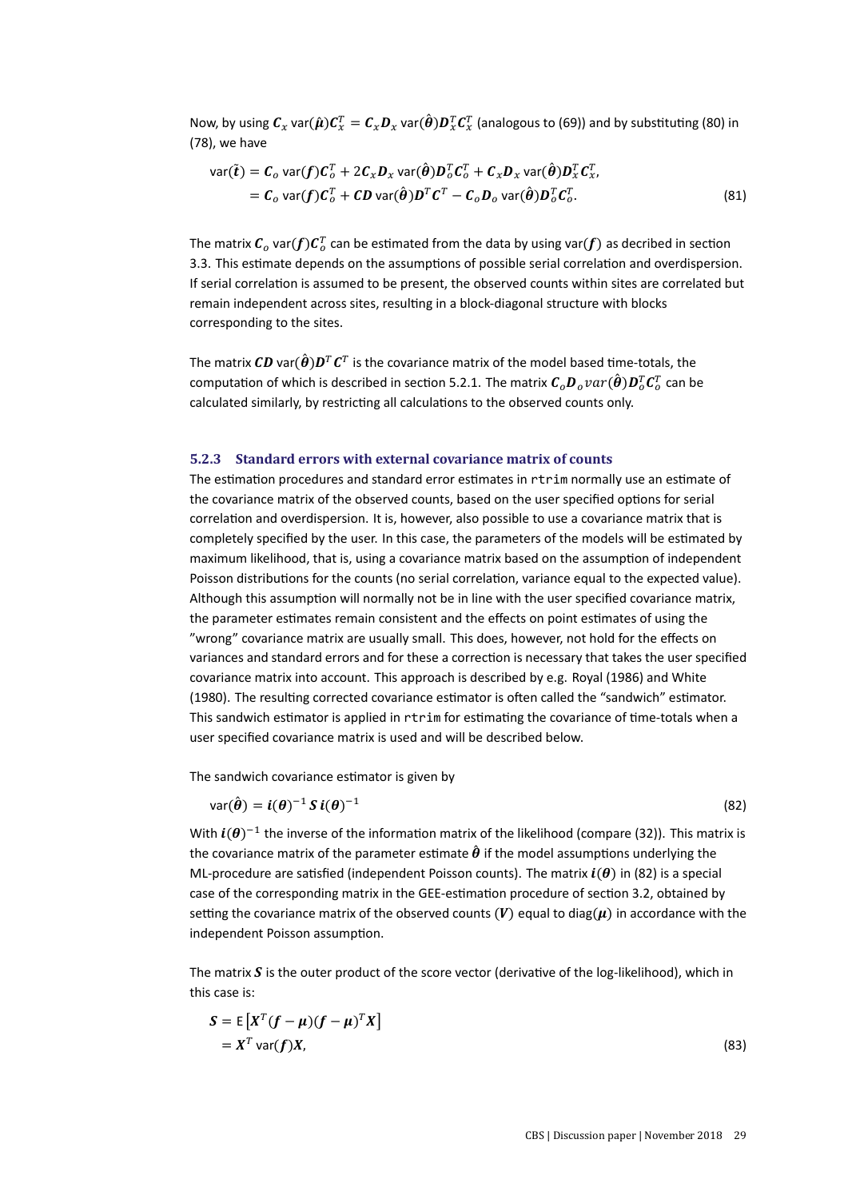Now, by using $\boldsymbol{C}_x \, \text{var}(\hat{\boldsymbol{\mu}})\boldsymbol{C}_x^T = \boldsymbol{C}_x\boldsymbol{D}_x \, \text{var}(\hat{\boldsymbol{\theta}})\boldsymbol{D}_x^T\boldsymbol{C}_x^T$ (analogous to (69)) and by substituting (80) in (78), we have

$$\begin{aligned}
\text{var}(\tilde{\boldsymbol{t}}) &= \boldsymbol{C}_o \, \text{var}(\boldsymbol{f})\boldsymbol{C}_o^T + 2\boldsymbol{C}_x\boldsymbol{D}_x \, \text{var}(\hat{\boldsymbol{\theta}})\boldsymbol{D}_o^T\boldsymbol{C}_o^T + \boldsymbol{C}_x\boldsymbol{D}_x \, \text{var}(\hat{\boldsymbol{\theta}})\boldsymbol{D}_x^T\boldsymbol{C}_x^T, \\
&= \boldsymbol{C}_o \, \text{var}(\boldsymbol{f})\boldsymbol{C}_o^T + \boldsymbol{C}\boldsymbol{D} \, \text{var}(\hat{\boldsymbol{\theta}})\boldsymbol{D}^T\boldsymbol{C}^T - \boldsymbol{C}_o\boldsymbol{D}_o \, \text{var}(\hat{\boldsymbol{\theta}})\boldsymbol{D}_o^T\boldsymbol{C}_o^T. \qquad (81)
\end{aligned}$$

The matrix $\boldsymbol{C}_o \, \text{var}(\boldsymbol{f})\boldsymbol{C}_o^T$ can be estimated from the data by using $\text{var}(\boldsymbol{f})$ as decribed in section 3.3. This estimate depends on the assumptions of possible serial correlation and overdispersion. If serial correlation is assumed to be present, the observed counts within sites are correlated but remain independent across sites, resulting in a block-diagonal structure with blocks corresponding to the sites.

The matrix $\boldsymbol{C}\boldsymbol{D} \, \text{var}(\hat{\boldsymbol{\theta}})\boldsymbol{D}^T\boldsymbol{C}^T$ is the covariance matrix of the model based time-totals, the computation of which is described in section 5.2.1. The matrix $\boldsymbol{C}_o\boldsymbol{D}_o var(\hat{\boldsymbol{\theta}})\boldsymbol{D}_o^T\boldsymbol{C}_o^T$ can be calculated similarly, by restricting all calculations to the observed counts only.

### 5.2.3 Standard errors with external covariance matrix of counts

The estimation procedures and standard error estimates in `rtrim` normally use an estimate of the covariance matrix of the observed counts, based on the user specified options for serial correlation and overdispersion. It is, however, also possible to use a covariance matrix that is completely specified by the user. In this case, the parameters of the models will be estimated by maximum likelihood, that is, using a covariance matrix based on the assumption of independent Poisson distributions for the counts (no serial correlation, variance equal to the expected value). Although this assumption will normally not be in line with the user specified covariance matrix, the parameter estimates remain consistent and the effects on point estimates of using the "wrong" covariance matrix are usually small. This does, however, not hold for the effects on variances and standard errors and for these a correction is necessary that takes the user specified covariance matrix into account. This approach is described by e.g. Royal (1986) and White (1980). The resulting corrected covariance estimator is often called the "sandwich" estimator. This sandwich estimator is applied in `rtrim` for estimating the covariance of time-totals when a user specified covariance matrix is used and will be described below.

The sandwich covariance estimator is given by

$$\text{var}(\hat{\boldsymbol{\theta}}) = \boldsymbol{i}(\boldsymbol{\theta})^{-1} \, \boldsymbol{S} \, \boldsymbol{i}(\boldsymbol{\theta})^{-1} \qquad (82)$$

With $\boldsymbol{i}(\boldsymbol{\theta})^{-1}$ the inverse of the information matrix of the likelihood (compare (32)). This matrix is the covariance matrix of the parameter estimate $\hat{\boldsymbol{\theta}}$ if the model assumptions underlying the ML-procedure are satisfied (independent Poisson counts). The matrix $\boldsymbol{i}(\boldsymbol{\theta})$ in (82) is a special case of the corresponding matrix in the GEE-estimation procedure of section 3.2, obtained by setting the covariance matrix of the observed counts ($\boldsymbol{V}$) equal to $\text{diag}(\boldsymbol{\mu})$ in accordance with the independent Poisson assumption.

The matrix $\boldsymbol{S}$ is the outer product of the score vector (derivative of the log-likelihood), which in this case is:

$$\begin{aligned}
\boldsymbol{S} &= \text{E}\left[\boldsymbol{X}^T(\boldsymbol{f} - \boldsymbol{\mu})(\boldsymbol{f} - \boldsymbol{\mu})^T\boldsymbol{X}\right] \\
&= \boldsymbol{X}^T \, \text{var}(\boldsymbol{f})\boldsymbol{X}, \qquad (83)
\end{aligned}$$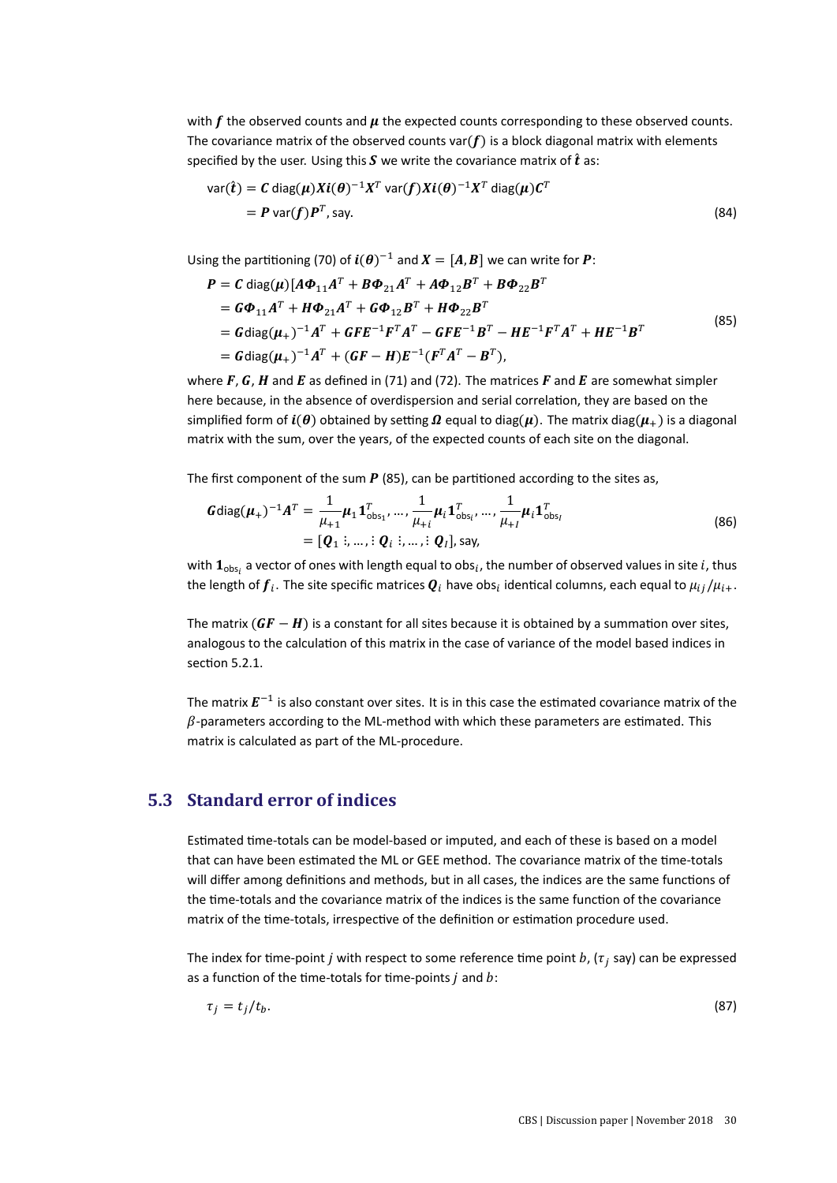with $\boldsymbol{f}$ the observed counts and $\boldsymbol{\mu}$ the expected counts corresponding to these observed counts. The covariance matrix of the observed counts $\text{var}(\boldsymbol{f})$ is a block diagonal matrix with elements specified by the user. Using this $\boldsymbol{S}$ we write the covariance matrix of $\hat{\boldsymbol{t}}$ as:

$$
\begin{aligned}
\text{var}(\hat{\boldsymbol{t}}) &= \boldsymbol{C}\,\text{diag}(\boldsymbol{\mu})\boldsymbol{X}\boldsymbol{i}(\boldsymbol{\theta})^{-1}\boldsymbol{X}^T\,\text{var}(\boldsymbol{f})\boldsymbol{X}\boldsymbol{i}(\boldsymbol{\theta})^{-1}\boldsymbol{X}^T\,\text{diag}(\boldsymbol{\mu})\boldsymbol{C}^T \\
&= \boldsymbol{P}\,\text{var}(\boldsymbol{f})\boldsymbol{P}^T, \text{say.}
\end{aligned}
\tag{84}
$$

Using the partitioning (70) of $\boldsymbol{i}(\boldsymbol{\theta})^{-1}$ and $\boldsymbol{X} = [\boldsymbol{A}, \boldsymbol{B}]$ we can write for $\boldsymbol{P}$:

$$
\begin{aligned}
\boldsymbol{P} &= \boldsymbol{C}\,\text{diag}(\boldsymbol{\mu})[\boldsymbol{A}\boldsymbol{\Phi}_{11}\boldsymbol{A}^T + \boldsymbol{B}\boldsymbol{\Phi}_{21}\boldsymbol{A}^T + \boldsymbol{A}\boldsymbol{\Phi}_{12}\boldsymbol{B}^T + \boldsymbol{B}\boldsymbol{\Phi}_{22}\boldsymbol{B}^T \\
&= \boldsymbol{G}\boldsymbol{\Phi}_{11}\boldsymbol{A}^T + \boldsymbol{H}\boldsymbol{\Phi}_{21}\boldsymbol{A}^T + \boldsymbol{G}\boldsymbol{\Phi}_{12}\boldsymbol{B}^T + \boldsymbol{H}\boldsymbol{\Phi}_{22}\boldsymbol{B}^T \\
&= \boldsymbol{G}\text{diag}(\boldsymbol{\mu}_+)^{-1}\boldsymbol{A}^T + \boldsymbol{G}\boldsymbol{F}\boldsymbol{E}^{-1}\boldsymbol{F}^T\boldsymbol{A}^T - \boldsymbol{G}\boldsymbol{F}\boldsymbol{E}^{-1}\boldsymbol{B}^T - \boldsymbol{H}\boldsymbol{E}^{-1}\boldsymbol{F}^T\boldsymbol{A}^T + \boldsymbol{H}\boldsymbol{E}^{-1}\boldsymbol{B}^T \\
&= \boldsymbol{G}\text{diag}(\boldsymbol{\mu}_+)^{-1}\boldsymbol{A}^T + (\boldsymbol{G}\boldsymbol{F} - \boldsymbol{H})\boldsymbol{E}^{-1}(\boldsymbol{F}^T\boldsymbol{A}^T - \boldsymbol{B}^T),
\end{aligned}
\tag{85}
$$

where $\boldsymbol{F}$, $\boldsymbol{G}$, $\boldsymbol{H}$ and $\boldsymbol{E}$ as defined in (71) and (72). The matrices $\boldsymbol{F}$ and $\boldsymbol{E}$ are somewhat simpler here because, in the absence of overdispersion and serial correlation, they are based on the simplified form of $\boldsymbol{i}(\boldsymbol{\theta})$ obtained by setting $\boldsymbol{\Omega}$ equal to $\text{diag}(\boldsymbol{\mu})$. The matrix $\text{diag}(\boldsymbol{\mu}_+)$ is a diagonal matrix with the sum, over the years, of the expected counts of each site on the diagonal.

The first component of the sum $\boldsymbol{P}$ (85), can be partitioned according to the sites as,

$$
\begin{aligned}
\boldsymbol{G}\text{diag}(\boldsymbol{\mu}_+)^{-1}\boldsymbol{A}^T &= \frac{1}{\mu_{+1}}\boldsymbol{\mu}_1\boldsymbol{1}^T_{\text{obs}_1}, \ldots, \frac{1}{\mu_{+i}}\boldsymbol{\mu}_i\boldsymbol{1}^T_{\text{obs}_i}, \ldots, \frac{1}{\mu_{+I}}\boldsymbol{\mu}_i\boldsymbol{1}^T_{\text{obs}_I} \\
&= [\boldsymbol{Q}_1 \vdots, \ldots, \vdots\, \boldsymbol{Q}_i \vdots, \ldots, \vdots\, \boldsymbol{Q}_I], \text{say,}
\end{aligned}
\tag{86}
$$

with $\boldsymbol{1}_{\text{obs}_i}$ a vector of ones with length equal to $\text{obs}_i$, the number of observed values in site $i$, thus the length of $\boldsymbol{f}_i$. The site specific matrices $\boldsymbol{Q}_i$ have $\text{obs}_i$ identical columns, each equal to $\mu_{ij}/\mu_{i+}$.

The matrix $(\boldsymbol{G}\boldsymbol{F} - \boldsymbol{H})$ is a constant for all sites because it is obtained by a summation over sites, analogous to the calculation of this matrix in the case of variance of the model based indices in section 5.2.1.

The matrix $\boldsymbol{E}^{-1}$ is also constant over sites. It is in this case the estimated covariance matrix of the $\beta$-parameters according to the ML-method with which these parameters are estimated. This matrix is calculated as part of the ML-procedure.

## 5.3 Standard error of indices

Estimated time-totals can be model-based or imputed, and each of these is based on a model that can have been estimated the ML or GEE method. The covariance matrix of the time-totals will differ among definitions and methods, but in all cases, the indices are the same functions of the time-totals and the covariance matrix of the indices is the same function of the covariance matrix of the time-totals, irrespective of the definition or estimation procedure used.

The index for time-point $j$ with respect to some reference time point $b$, ($\tau_j$ say) can be expressed as a function of the time-totals for time-points $j$ and $b$:

$$
\tau_j = t_j / t_b.
\tag{87}
$$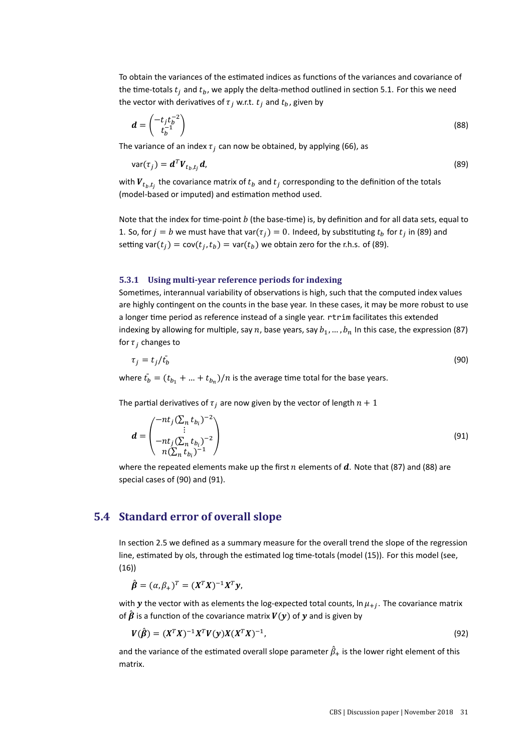To obtain the variances of the estimated indices as functions of the variances and covariance of the time-totals $t_j$ and $t_b$, we apply the delta-method outlined in section 5.1. For this we need the vector with derivatives of $\tau_j$ w.r.t. $t_j$ and $t_b$, given by

$$\boldsymbol{d} = \begin{pmatrix} -t_j t_b^{-2} \\ t_b^{-1} \end{pmatrix} \tag{88}$$

The variance of an index $\tau_j$ can now be obtained, by applying (66), as

$$\text{var}(\tau_j) = \boldsymbol{d}^T \boldsymbol{V}_{t_b,t_j} \boldsymbol{d}, \tag{89}$$

with $\boldsymbol{V}_{t_b,t_j}$ the covariance matrix of $t_b$ and $t_j$ corresponding to the definition of the totals (model-based or imputed) and estimation method used.

Note that the index for time-point $b$ (the base-time) is, by definition and for all data sets, equal to 1. So, for $j = b$ we must have that $\text{var}(\tau_j) = 0$. Indeed, by substituting $t_b$ for $t_j$ in (89) and setting $\text{var}(t_j) = \text{cov}(t_j, t_b) = \text{var}(t_b)$ we obtain zero for the r.h.s. of (89).

### 5.3.1 Using multi-year reference periods for indexing

Sometimes, interannual variability of observations is high, such that the computed index values are highly contingent on the counts in the base year. In these cases, it may be more robust to use a longer time period as reference instead of a single year. `rtrim` facilitates this extended indexing by allowing for multiple, say $n$, base years, say $b_1, \ldots, b_n$ In this case, the expression (87) for $\tau_j$ changes to

$$\tau_j = t_j / \bar{t_b} \tag{90}$$

where $\bar{t_b} = (t_{b_1} + \ldots + t_{b_n})/n$ is the average time total for the base years.

The partial derivatives of $\tau_j$ are now given by the vector of length $n + 1$

$$\boldsymbol{d} = \begin{pmatrix} -n t_j (\sum_n t_{b_i})^{-2} \\ \vdots \\ -n t_j (\sum_n t_{b_i})^{-2} \\ n (\sum_n t_{b_i})^{-1} \end{pmatrix} \tag{91}$$

where the repeated elements make up the first $n$ elements of $\boldsymbol{d}$. Note that (87) and (88) are special cases of (90) and (91).

## 5.4 Standard error of overall slope

In section 2.5 we defined as a summary measure for the overall trend the slope of the regression line, estimated by ols, through the estimated log time-totals (model (15)). For this model (see, (16))

$$\hat{\boldsymbol{\beta}} = (\alpha, \beta_+)^T = (\boldsymbol{X}^T \boldsymbol{X})^{-1} \boldsymbol{X}^T \boldsymbol{y},$$

with $\boldsymbol{y}$ the vector with as elements the log-expected total counts, $\ln \mu_{+j}$. The covariance matrix of $\hat{\boldsymbol{\beta}}$ is a function of the covariance matrix $\boldsymbol{V}(\boldsymbol{y})$ of $\boldsymbol{y}$ and is given by

$$\boldsymbol{V}(\hat{\boldsymbol{\beta}}) = (\boldsymbol{X}^T \boldsymbol{X})^{-1} \boldsymbol{X}^T \boldsymbol{V}(\boldsymbol{y}) \boldsymbol{X} (\boldsymbol{X}^T \boldsymbol{X})^{-1}, \tag{92}$$

and the variance of the estimated overall slope parameter $\hat{\beta}_+$ is the lower right element of this matrix.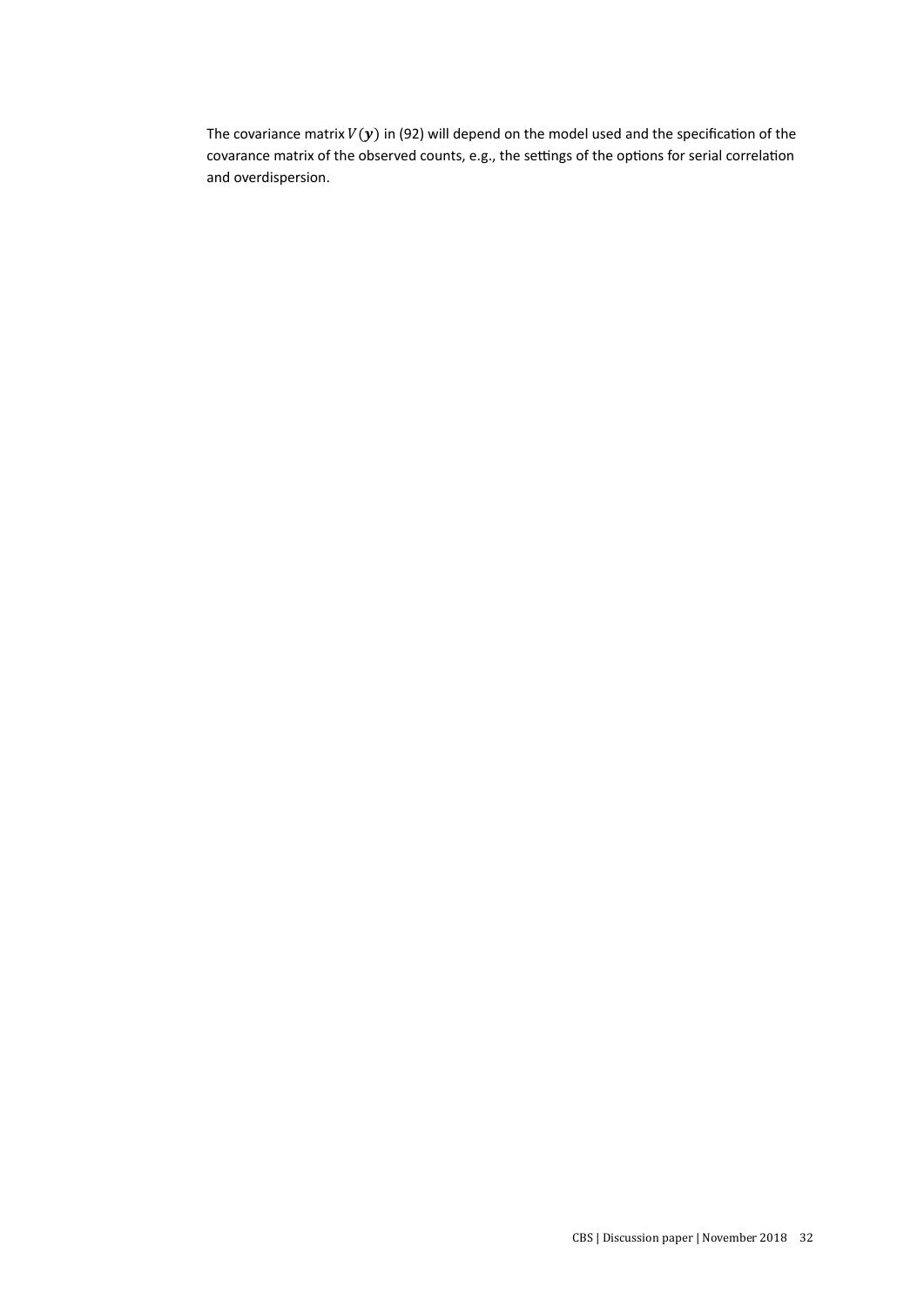The covariance matrix $V(\boldsymbol{y})$ in (92) will depend on the model used and the specification of the covarance matrix of the observed counts, e.g., the settings of the options for serial correlation and overdispersion.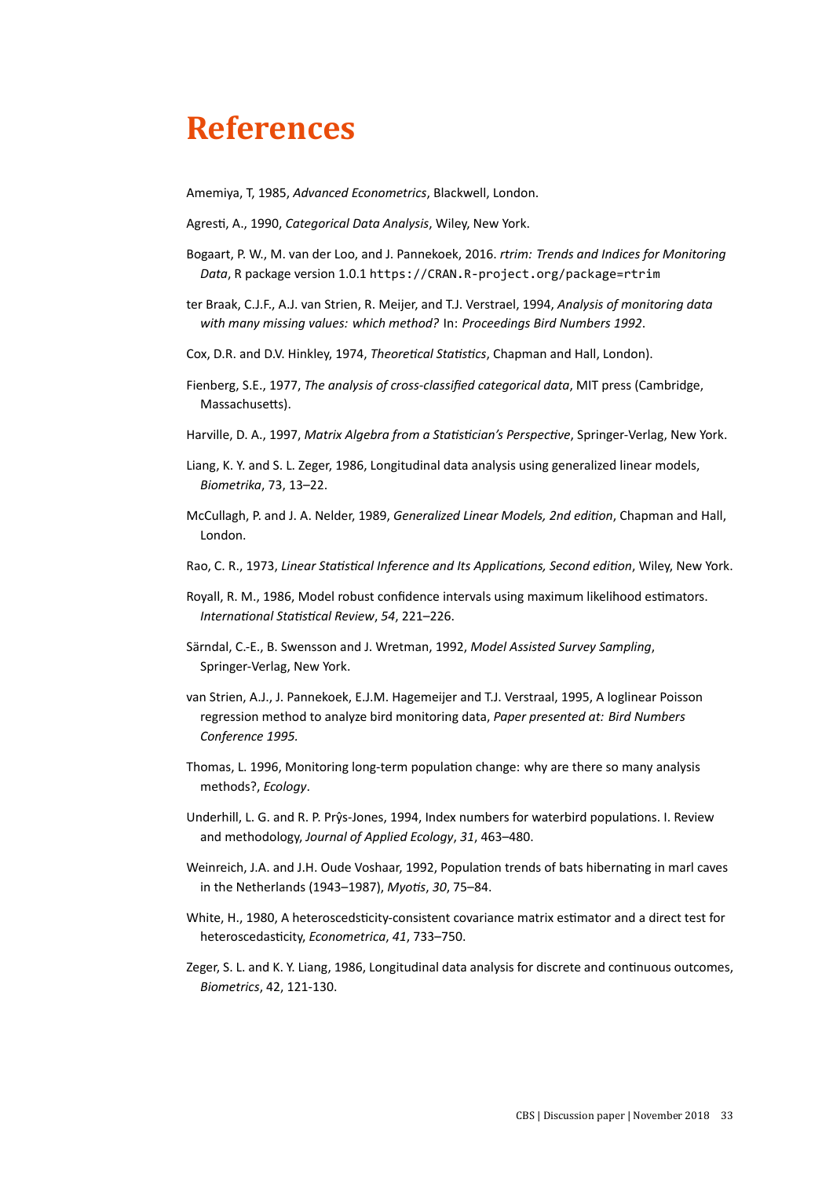# References

Amemiya, T, 1985, *Advanced Econometrics*, Blackwell, London.

Agresti, A., 1990, *Categorical Data Analysis*, Wiley, New York.

Bogaart, P. W., M. van der Loo, and J. Pannekoek, 2016. *rtrim: Trends and Indices for Monitoring Data*, R package version 1.0.1 `https://CRAN.R-project.org/package=rtrim`

ter Braak, C.J.F., A.J. van Strien, R. Meijer, and T.J. Verstrael, 1994, *Analysis of monitoring data with many missing values: which method?* In: *Proceedings Bird Numbers 1992*.

Cox, D.R. and D.V. Hinkley, 1974, *Theoretical Statistics*, Chapman and Hall, London).

Fienberg, S.E., 1977, *The analysis of cross-classified categorical data*, MIT press (Cambridge, Massachusetts).

Harville, D. A., 1997, *Matrix Algebra from a Statistician's Perspective*, Springer-Verlag, New York.

Liang, K. Y. and S. L. Zeger, 1986, Longitudinal data analysis using generalized linear models, *Biometrika*, 73, 13–22.

McCullagh, P. and J. A. Nelder, 1989, *Generalized Linear Models, 2nd edition*, Chapman and Hall, London.

Rao, C. R., 1973, *Linear Statistical Inference and Its Applications, Second edition*, Wiley, New York.

Royall, R. M., 1986, Model robust confidence intervals using maximum likelihood estimators. *International Statistical Review*, *54*, 221–226.

Särndal, C.-E., B. Swensson and J. Wretman, 1992, *Model Assisted Survey Sampling*, Springer-Verlag, New York.

van Strien, A.J., J. Pannekoek, E.J.M. Hagemeijer and T.J. Verstraal, 1995, A loglinear Poisson regression method to analyze bird monitoring data, *Paper presented at: Bird Numbers Conference 1995.*

Thomas, L. 1996, Monitoring long-term population change: why are there so many analysis methods?, *Ecology*.

Underhill, L. G. and R. P. Prŷs-Jones, 1994, Index numbers for waterbird populations. I. Review and methodology, *Journal of Applied Ecology*, *31*, 463–480.

Weinreich, J.A. and J.H. Oude Voshaar, 1992, Population trends of bats hibernating in marl caves in the Netherlands (1943–1987), *Myotis*, *30*, 75–84.

White, H., 1980, A heteroscedsticity-consistent covariance matrix estimator and a direct test for heteroscedasticity, *Econometrica*, *41*, 733–750.

Zeger, S. L. and K. Y. Liang, 1986, Longitudinal data analysis for discrete and continuous outcomes, *Biometrics*, 42, 121-130.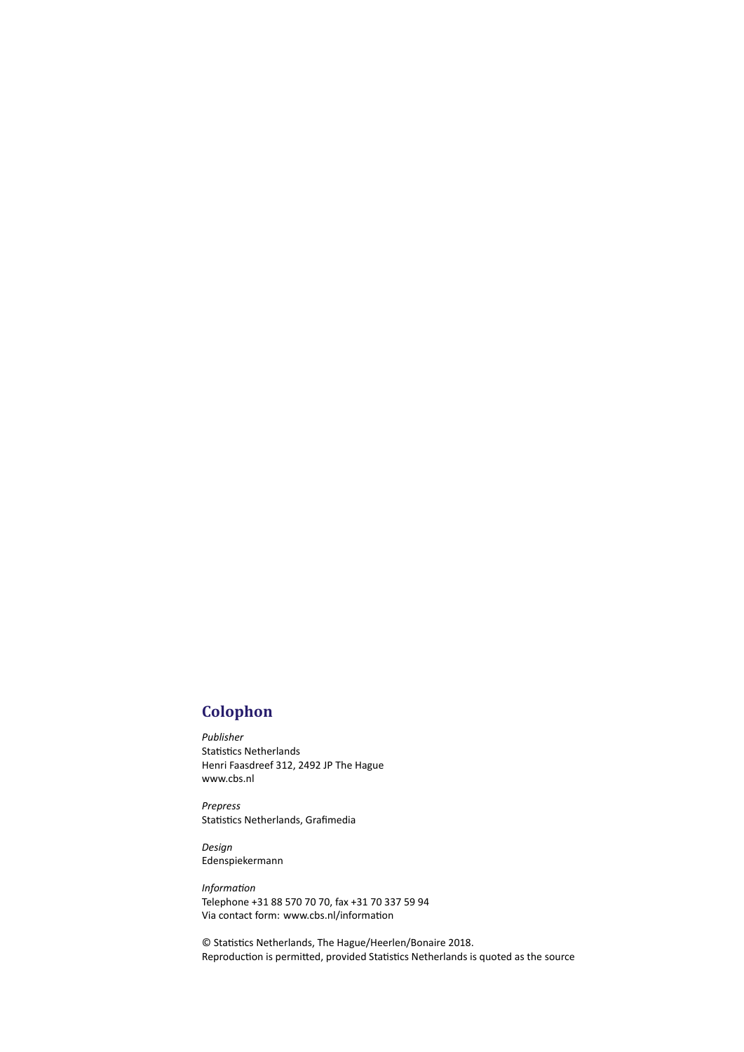## Colophon

*Publisher*
Statistics Netherlands
Henri Faasdreef 312, 2492 JP The Hague
www.cbs.nl

*Prepress*
Statistics Netherlands, Grafimedia

*Design*
Edenspiekermann

*Information*
Telephone +31 88 570 70 70, fax +31 70 337 59 94
Via contact form: www.cbs.nl/information

© Statistics Netherlands, The Hague/Heerlen/Bonaire 2018.
Reproduction is permitted, provided Statistics Netherlands is quoted as the source